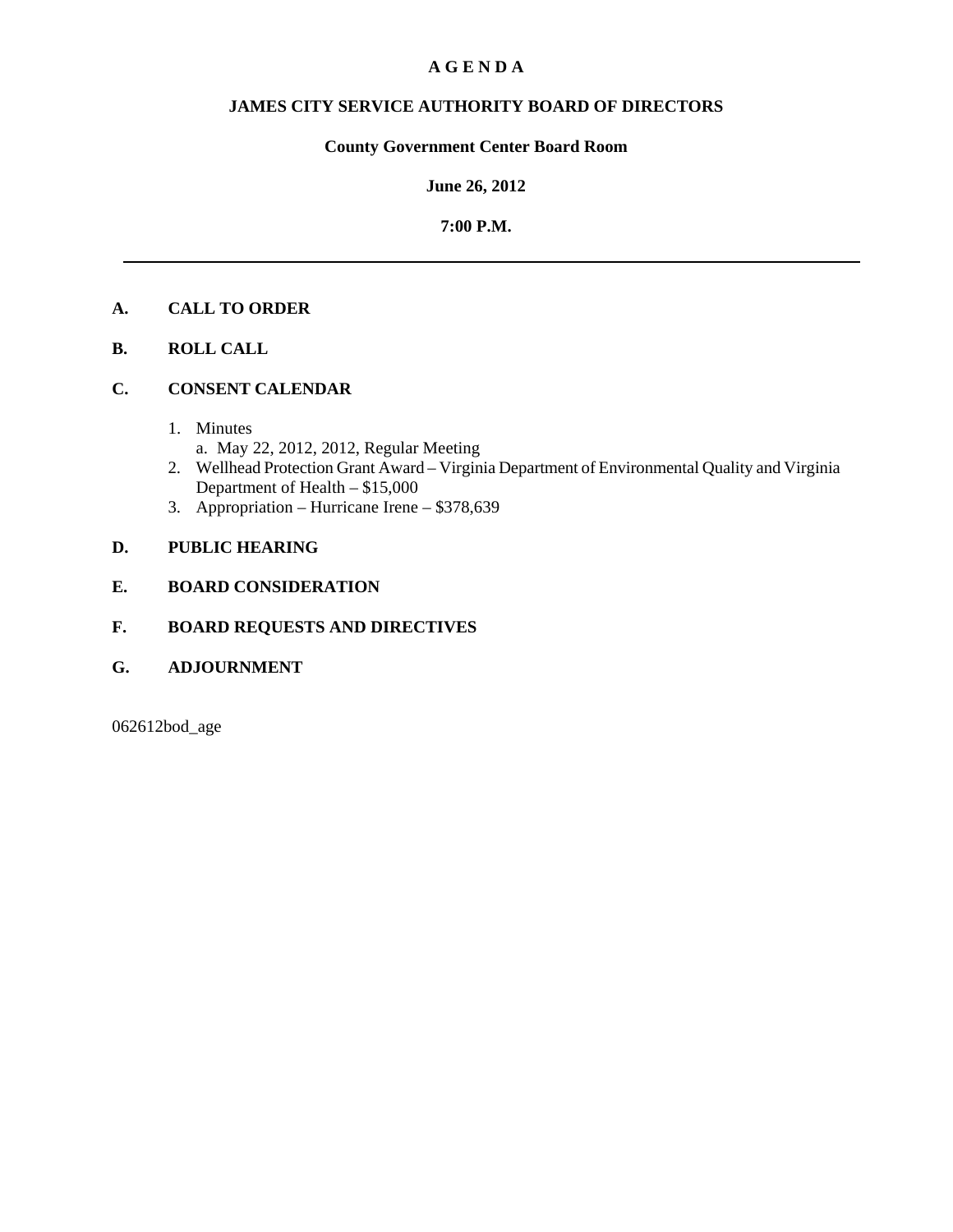# A G E N D A

## JAMES CITY SERVICE AUTHORITY BOARD OF DIRECTORS

### County Government Center Board Room

### June 26, 2012

### 7:00 P.M.

---

**A. CALL TO ORDER**

**B. ROLL CALL**

**C. CONSENT CALENDAR**

1. Minutes
   a. May 22, 2012, 2012, Regular Meeting
2. Wellhead Protection Grant Award – Virginia Department of Environmental Quality and Virginia Department of Health – $15,000
3. Appropriation – Hurricane Irene – $378,639

**D. PUBLIC HEARING**

**E. BOARD CONSIDERATION**

**F. BOARD REQUESTS AND DIRECTIVES**

**G. ADJOURNMENT**

062612bod_age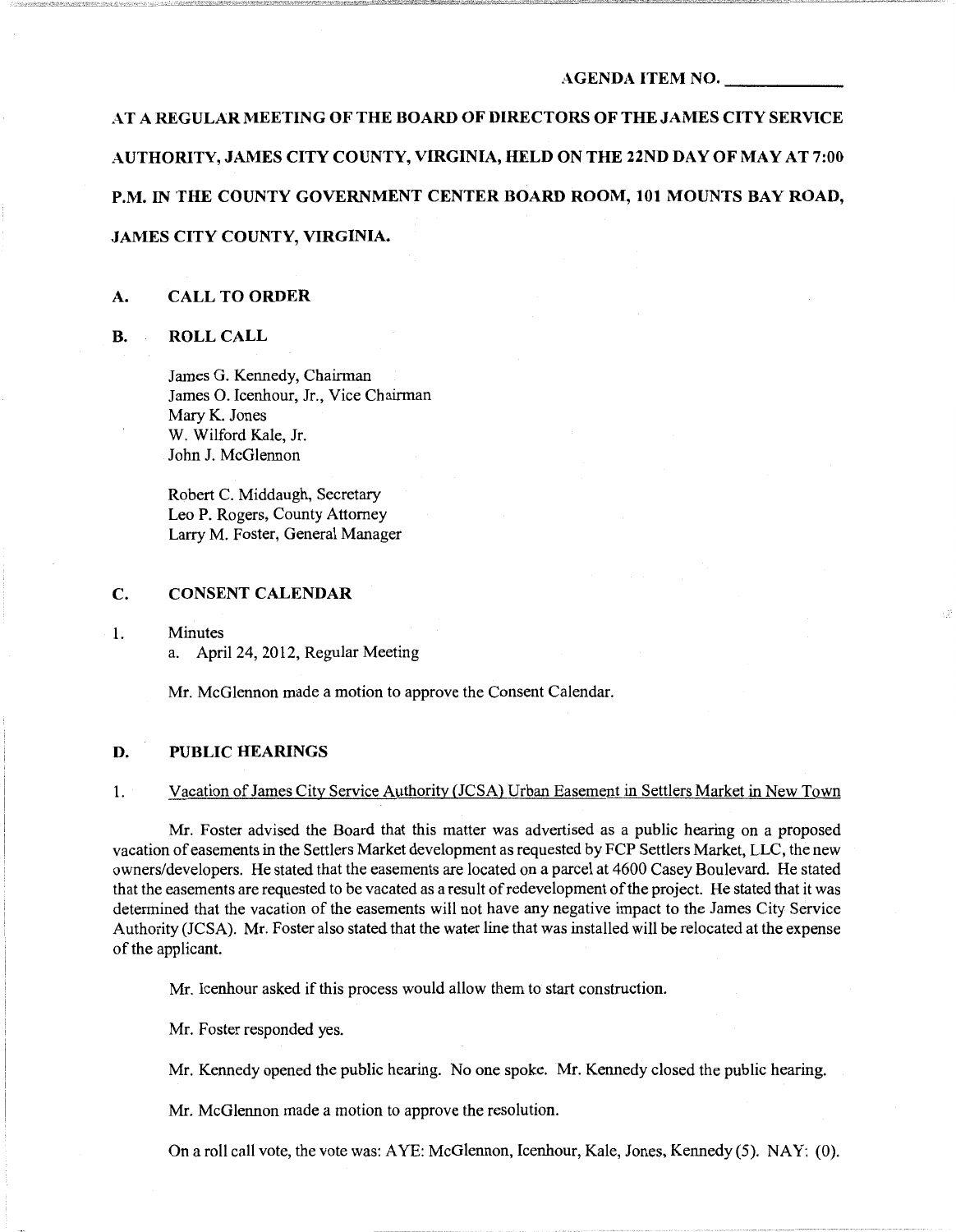AGENDA ITEM NO. ____________

AT A REGULAR MEETING OF THE BOARD OF DIRECTORS OF THE JAMES CITY SERVICE AUTHORITY, JAMES CITY COUNTY, VIRGINIA, HELD ON THE 22ND DAY OF MAY AT 7:00 P.M. IN THE COUNTY GOVERNMENT CENTER BOARD ROOM, 101 MOUNTS BAY ROAD, JAMES CITY COUNTY, VIRGINIA.

## A. CALL TO ORDER

## B. ROLL CALL

James G. Kennedy, Chairman
James O. Icenhour, Jr., Vice Chairman
Mary K. Jones
W. Wilford Kale, Jr.
John J. McGlennon

Robert C. Middaugh, Secretary
Leo P. Rogers, County Attorney
Larry M. Foster, General Manager

## C. CONSENT CALENDAR

1. Minutes
   a. April 24, 2012, Regular Meeting

Mr. McGlennon made a motion to approve the Consent Calendar.

## D. PUBLIC HEARINGS

1. Vacation of James City Service Authority (JCSA) Urban Easement in Settlers Market in New Town

Mr. Foster advised the Board that this matter was advertised as a public hearing on a proposed vacation of easements in the Settlers Market development as requested by FCP Settlers Market, LLC, the new owners/developers. He stated that the easements are located on a parcel at 4600 Casey Boulevard. He stated that the easements are requested to be vacated as a result of redevelopment of the project. He stated that it was determined that the vacation of the easements will not have any negative impact to the James City Service Authority (JCSA). Mr. Foster also stated that the water line that was installed will be relocated at the expense of the applicant.

Mr. Icenhour asked if this process would allow them to start construction.

Mr. Foster responded yes.

Mr. Kennedy opened the public hearing. No one spoke. Mr. Kennedy closed the public hearing.

Mr. McGlennon made a motion to approve the resolution.

On a roll call vote, the vote was: AYE: McGlennon, Icenhour, Kale, Jones, Kennedy (5). NAY: (0).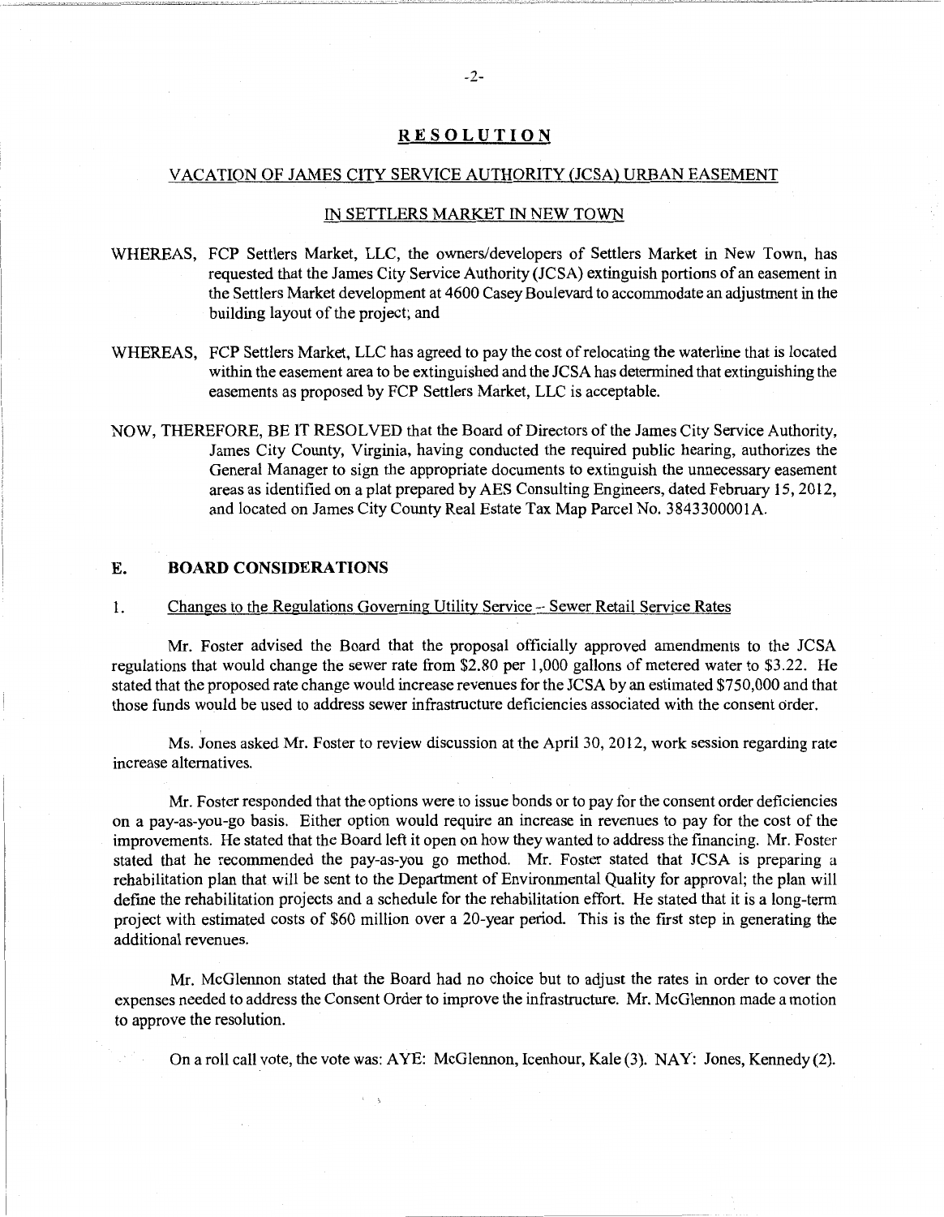## RESOLUTION

### VACATION OF JAMES CITY SERVICE AUTHORITY (JCSA) URBAN EASEMENT

### IN SETTLERS MARKET IN NEW TOWN

WHEREAS, FCP Settlers Market, LLC, the owners/developers of Settlers Market in New Town, has requested that the James City Service Authority (JCSA) extinguish portions of an easement in the Settlers Market development at 4600 Casey Boulevard to accommodate an adjustment in the building layout of the project; and

WHEREAS, FCP Settlers Market, LLC has agreed to pay the cost of relocating the waterline that is located within the easement area to be extinguished and the JCSA has determined that extinguishing the easements as proposed by FCP Settlers Market, LLC is acceptable.

NOW, THEREFORE, BE IT RESOLVED that the Board of Directors of the James City Service Authority, James City County, Virginia, having conducted the required public hearing, authorizes the General Manager to sign the appropriate documents to extinguish the unnecessary easement areas as identified on a plat prepared by AES Consulting Engineers, dated February 15, 2012, and located on James City County Real Estate Tax Map Parcel No. 3843300001A.

## E. BOARD CONSIDERATIONS

1. Changes to the Regulations Governing Utility Service – Sewer Retail Service Rates

Mr. Foster advised the Board that the proposal officially approved amendments to the JCSA regulations that would change the sewer rate from $2.80 per 1,000 gallons of metered water to $3.22. He stated that the proposed rate change would increase revenues for the JCSA by an estimated $750,000 and that those funds would be used to address sewer infrastructure deficiencies associated with the consent order.

Ms. Jones asked Mr. Foster to review discussion at the April 30, 2012, work session regarding rate increase alternatives.

Mr. Foster responded that the options were to issue bonds or to pay for the consent order deficiencies on a pay-as-you-go basis. Either option would require an increase in revenues to pay for the cost of the improvements. He stated that the Board left it open on how they wanted to address the financing. Mr. Foster stated that he recommended the pay-as-you go method. Mr. Foster stated that JCSA is preparing a rehabilitation plan that will be sent to the Department of Environmental Quality for approval; the plan will define the rehabilitation projects and a schedule for the rehabilitation effort. He stated that it is a long-term project with estimated costs of $60 million over a 20-year period. This is the first step in generating the additional revenues.

Mr. McGlennon stated that the Board had no choice but to adjust the rates in order to cover the expenses needed to address the Consent Order to improve the infrastructure. Mr. McGlennon made a motion to approve the resolution.

On a roll call vote, the vote was: AYE: McGlennon, Icenhour, Kale (3). NAY: Jones, Kennedy (2).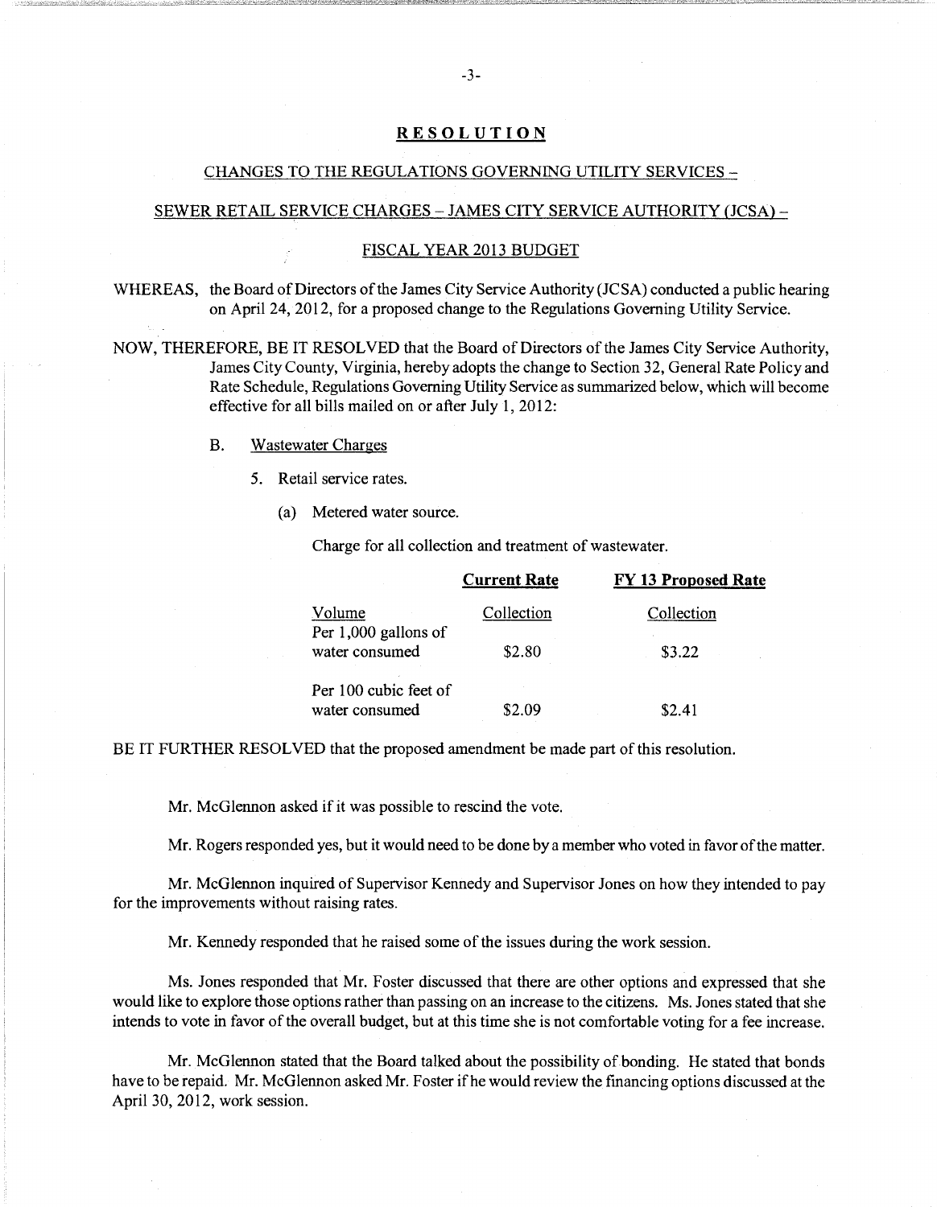## RESOLUTION

### CHANGES TO THE REGULATIONS GOVERNING UTILITY SERVICES –

### SEWER RETAIL SERVICE CHARGES – JAMES CITY SERVICE AUTHORITY (JCSA) –

### FISCAL YEAR 2013 BUDGET

WHEREAS, the Board of Directors of the James City Service Authority (JCSA) conducted a public hearing on April 24, 2012, for a proposed change to the Regulations Governing Utility Service.

NOW, THEREFORE, BE IT RESOLVED that the Board of Directors of the James City Service Authority, James City County, Virginia, hereby adopts the change to Section 32, General Rate Policy and Rate Schedule, Regulations Governing Utility Service as summarized below, which will become effective for all bills mailed on or after July 1, 2012:

B. Wastewater Charges

5. Retail service rates.

(a) Metered water source.

Charge for all collection and treatment of wastewater.

| | **Current Rate** | **FY 13 Proposed Rate** |
|---|---|---|
| Volume | Collection | Collection |
| Per 1,000 gallons of water consumed | $2.80 | $3.22 |
| Per 100 cubic feet of water consumed | $2.09 | $2.41 |

BE IT FURTHER RESOLVED that the proposed amendment be made part of this resolution.

Mr. McGlennon asked if it was possible to rescind the vote.

Mr. Rogers responded yes, but it would need to be done by a member who voted in favor of the matter.

Mr. McGlennon inquired of Supervisor Kennedy and Supervisor Jones on how they intended to pay for the improvements without raising rates.

Mr. Kennedy responded that he raised some of the issues during the work session.

Ms. Jones responded that Mr. Foster discussed that there are other options and expressed that she would like to explore those options rather than passing on an increase to the citizens. Ms. Jones stated that she intends to vote in favor of the overall budget, but at this time she is not comfortable voting for a fee increase.

Mr. McGlennon stated that the Board talked about the possibility of bonding. He stated that bonds have to be repaid. Mr. McGlennon asked Mr. Foster if he would review the financing options discussed at the April 30, 2012, work session.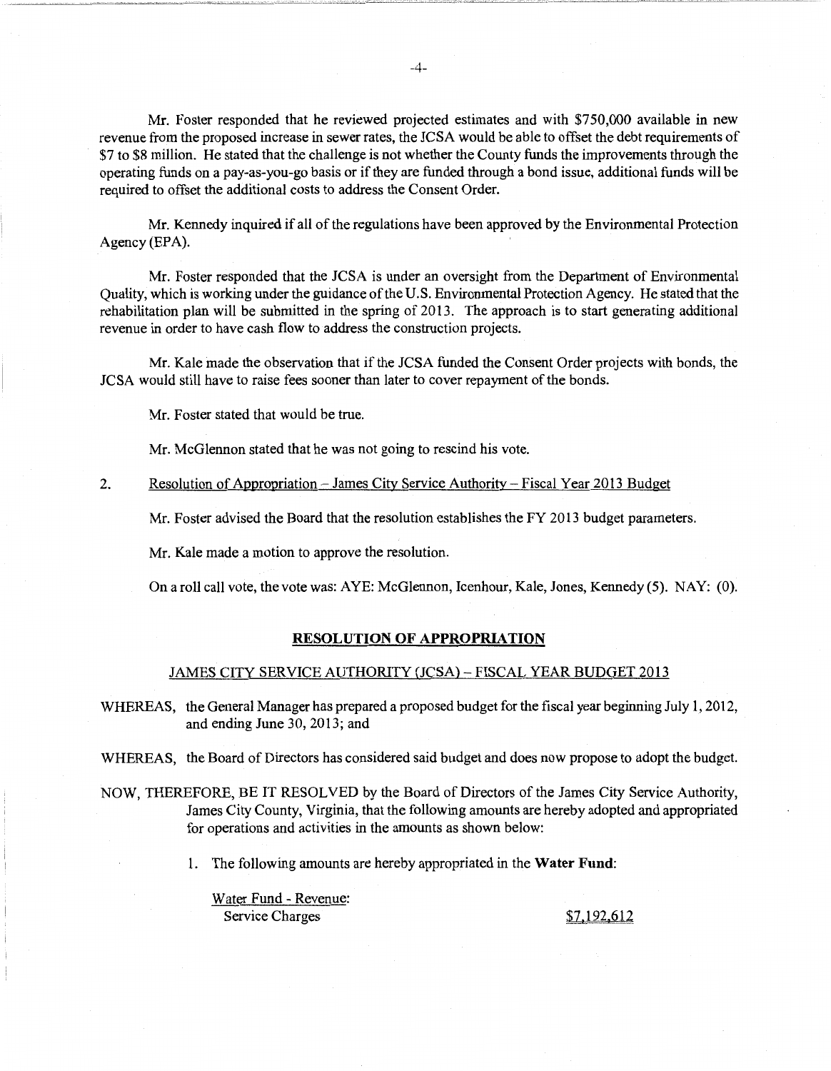Mr. Foster responded that he reviewed projected estimates and with $750,000 available in new revenue from the proposed increase in sewer rates, the JCSA would be able to offset the debt requirements of $7 to $8 million. He stated that the challenge is not whether the County funds the improvements through the operating funds on a pay-as-you-go basis or if they are funded through a bond issue, additional funds will be required to offset the additional costs to address the Consent Order.

Mr. Kennedy inquired if all of the regulations have been approved by the Environmental Protection Agency (EPA).

Mr. Foster responded that the JCSA is under an oversight from the Department of Environmental Quality, which is working under the guidance of the U.S. Environmental Protection Agency. He stated that the rehabilitation plan will be submitted in the spring of 2013. The approach is to start generating additional revenue in order to have cash flow to address the construction projects.

Mr. Kale made the observation that if the JCSA funded the Consent Order projects with bonds, the JCSA would still have to raise fees sooner than later to cover repayment of the bonds.

Mr. Foster stated that would be true.

Mr. McGlennon stated that he was not going to rescind his vote.

2. Resolution of Appropriation – James City Service Authority – Fiscal Year 2013 Budget

Mr. Foster advised the Board that the resolution establishes the FY 2013 budget parameters.

Mr. Kale made a motion to approve the resolution.

On a roll call vote, the vote was: AYE: McGlennon, Icenhour, Kale, Jones, Kennedy (5). NAY: (0).

## RESOLUTION OF APPROPRIATION

### JAMES CITY SERVICE AUTHORITY (JCSA) – FISCAL YEAR BUDGET 2013

WHEREAS, the General Manager has prepared a proposed budget for the fiscal year beginning July 1, 2012, and ending June 30, 2013; and

WHEREAS, the Board of Directors has considered said budget and does now propose to adopt the budget.

NOW, THEREFORE, BE IT RESOLVED by the Board of Directors of the James City Service Authority, James City County, Virginia, that the following amounts are hereby adopted and appropriated for operations and activities in the amounts as shown below:

1. The following amounts are hereby appropriated in the **Water Fund**:

| Water Fund - Revenue: | |
|---|---|
| Service Charges | $7,192,612 |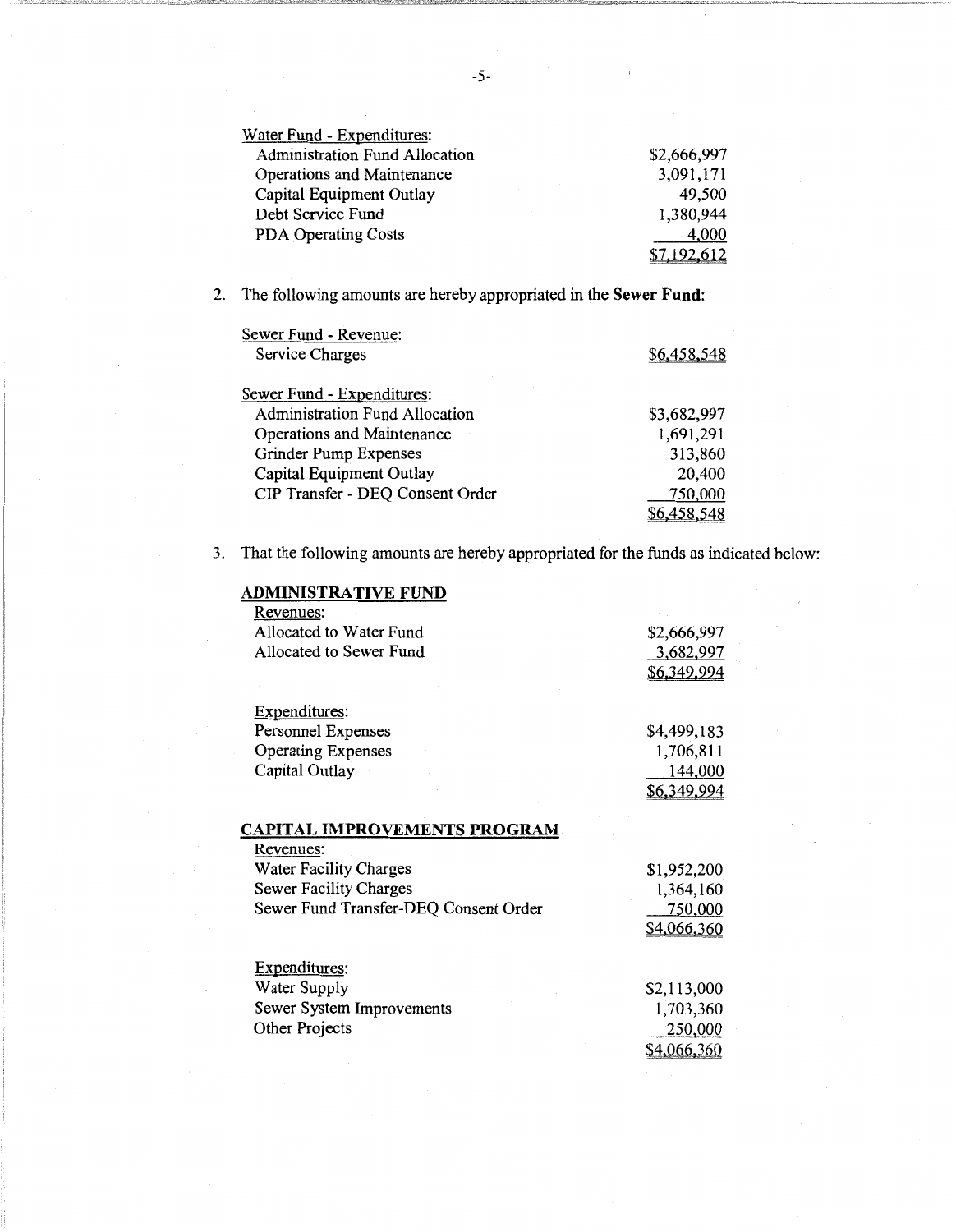Water Fund - Expenditures:

| | |
|---|---|
| Administration Fund Allocation | $2,666,997 |
| Operations and Maintenance | 3,091,171 |
| Capital Equipment Outlay | 49,500 |
| Debt Service Fund | 1,380,944 |
| PDA Operating Costs | 4,000 |
| | $7,192,612 |

2. The following amounts are hereby appropriated in the **Sewer Fund**:

Sewer Fund - Revenue:

| | |
|---|---|
| Service Charges | $6,458,548 |

Sewer Fund - Expenditures:

| | |
|---|---|
| Administration Fund Allocation | $3,682,997 |
| Operations and Maintenance | 1,691,291 |
| Grinder Pump Expenses | 313,860 |
| Capital Equipment Outlay | 20,400 |
| CIP Transfer - DEQ Consent Order | 750,000 |
| | $6,458,548 |

3. That the following amounts are hereby appropriated for the funds as indicated below:

**ADMINISTRATIVE FUND**

Revenues:

| | |
|---|---|
| Allocated to Water Fund | $2,666,997 |
| Allocated to Sewer Fund | 3,682,997 |
| | $6,349,994 |

Expenditures:

| | |
|---|---|
| Personnel Expenses | $4,499,183 |
| Operating Expenses | 1,706,811 |
| Capital Outlay | 144,000 |
| | $6,349,994 |

**CAPITAL IMPROVEMENTS PROGRAM**

Revenues:

| | |
|---|---|
| Water Facility Charges | $1,952,200 |
| Sewer Facility Charges | 1,364,160 |
| Sewer Fund Transfer-DEQ Consent Order | 750,000 |
| | $4,066,360 |

Expenditures:

| | |
|---|---|
| Water Supply | $2,113,000 |
| Sewer System Improvements | 1,703,360 |
| Other Projects | 250,000 |
| | $4,066,360 |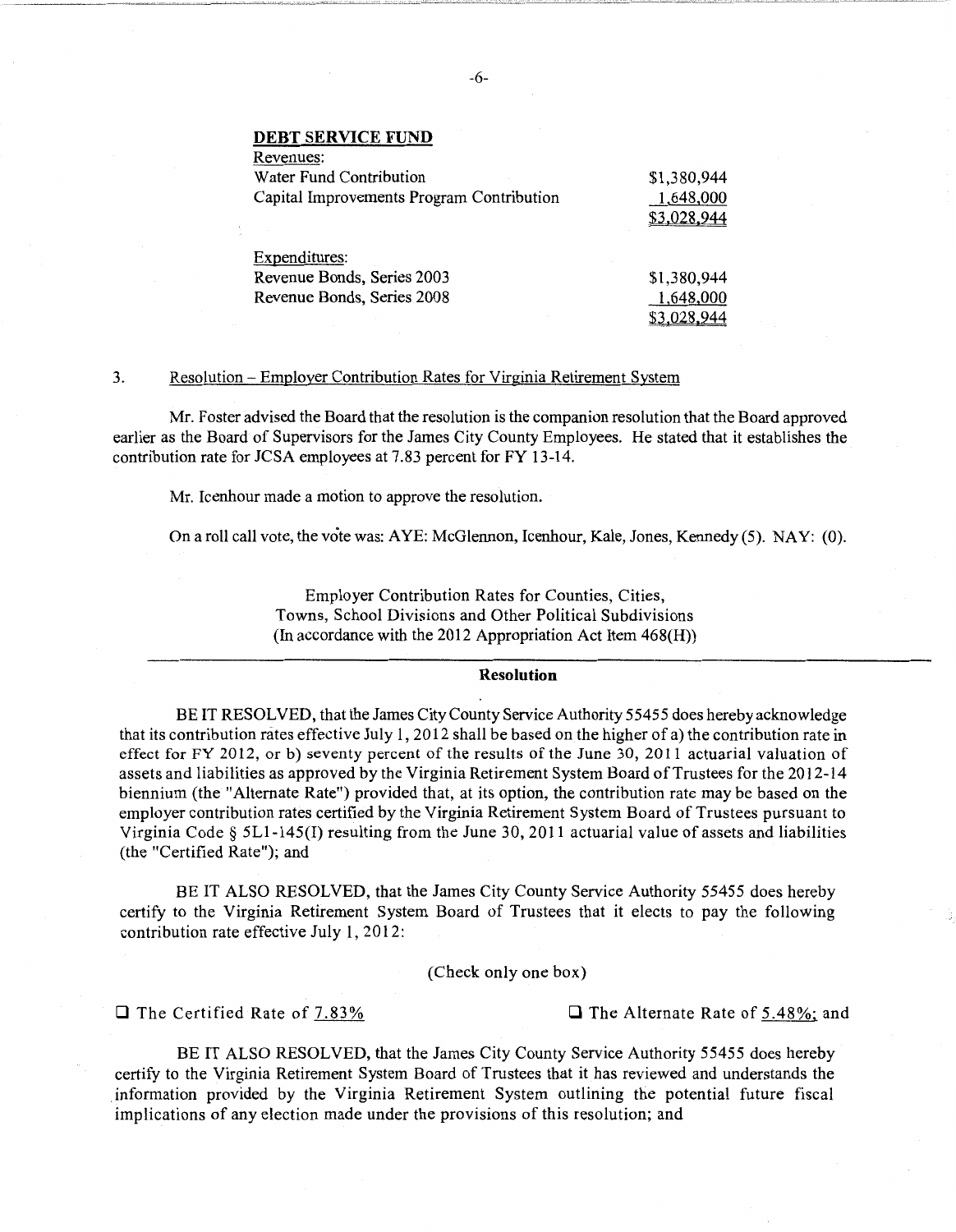**DEBT SERVICE FUND**

Revenues:

| | |
|---|---|
| Water Fund Contribution | $1,380,944 |
| Capital Improvements Program Contribution | 1,648,000 |
| | $3,028,944 |

Expenditures:

| | |
|---|---|
| Revenue Bonds, Series 2003 | $1,380,944 |
| Revenue Bonds, Series 2008 | 1,648,000 |
| | $3,028,944 |

3. Resolution – Employer Contribution Rates for Virginia Retirement System

Mr. Foster advised the Board that the resolution is the companion resolution that the Board approved earlier as the Board of Supervisors for the James City County Employees. He stated that it establishes the contribution rate for JCSA employees at 7.83 percent for FY 13-14.

Mr. Icenhour made a motion to approve the resolution.

On a roll call vote, the vote was: AYE: McGlennon, Icenhour, Kale, Jones, Kennedy (5). NAY: (0).

Employer Contribution Rates for Counties, Cities,
Towns, School Divisions and Other Political Subdivisions
(In accordance with the 2012 Appropriation Act Item 468(H))

**Resolution**

BE IT RESOLVED, that the James City County Service Authority 55455 does hereby acknowledge that its contribution rates effective July 1, 2012 shall be based on the higher of a) the contribution rate in effect for FY 2012, or b) seventy percent of the results of the June 30, 2011 actuarial valuation of assets and liabilities as approved by the Virginia Retirement System Board of Trustees for the 2012-14 biennium (the "Alternate Rate") provided that, at its option, the contribution rate may be based on the employer contribution rates certified by the Virginia Retirement System Board of Trustees pursuant to Virginia Code § 5L1-145(I) resulting from the June 30, 2011 actuarial value of assets and liabilities (the "Certified Rate"); and

BE IT ALSO RESOLVED, that the James City County Service Authority 55455 does hereby certify to the Virginia Retirement System Board of Trustees that it elects to pay the following contribution rate effective July 1, 2012:

(Check only one box)

☐ The Certified Rate of 7.83% ☐ The Alternate Rate of 5.48%; and

BE IT ALSO RESOLVED, that the James City County Service Authority 55455 does hereby certify to the Virginia Retirement System Board of Trustees that it has reviewed and understands the information provided by the Virginia Retirement System outlining the potential future fiscal implications of any election made under the provisions of this resolution; and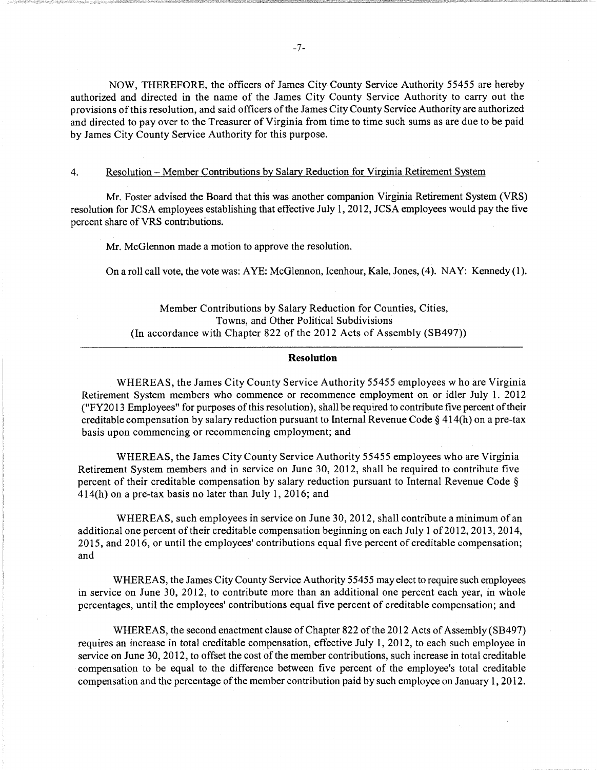NOW, THEREFORE, the officers of James City County Service Authority 55455 are hereby authorized and directed in the name of the James City County Service Authority to carry out the provisions of this resolution, and said officers of the James City County Service Authority are authorized and directed to pay over to the Treasurer of Virginia from time to time such sums as are due to be paid by James City County Service Authority for this purpose.

4. Resolution – Member Contributions by Salary Reduction for Virginia Retirement System

Mr. Foster advised the Board that this was another companion Virginia Retirement System (VRS) resolution for JCSA employees establishing that effective July 1, 2012, JCSA employees would pay the five percent share of VRS contributions.

Mr. McGlennon made a motion to approve the resolution.

On a roll call vote, the vote was: AYE: McGlennon, Icenhour, Kale, Jones, (4). NAY: Kennedy (1).

Member Contributions by Salary Reduction for Counties, Cities,
Towns, and Other Political Subdivisions
(In accordance with Chapter 822 of the 2012 Acts of Assembly (SB497))

---

**Resolution**

WHEREAS, the James City County Service Authority 55455 employees w ho are Virginia Retirement System members who commence or recommence employment on or idler July 1. 2012 ("FY2013 Employees" for purposes of this resolution), shall be required to contribute five percent of their creditable compensation by salary reduction pursuant to Internal Revenue Code § 414(h) on a pre-tax basis upon commencing or recommencing employment; and

WHEREAS, the James City County Service Authority 55455 employees who are Virginia Retirement System members and in service on June 30, 2012, shall be required to contribute five percent of their creditable compensation by salary reduction pursuant to Internal Revenue Code § 414(h) on a pre-tax basis no later than July 1, 2016; and

WHEREAS, such employees in service on June 30, 2012, shall contribute a minimum of an additional one percent of their creditable compensation beginning on each July 1 of 2012, 2013, 2014, 2015, and 2016, or until the employees' contributions equal five percent of creditable compensation; and

WHEREAS, the James City County Service Authority 55455 may elect to require such employees in service on June 30, 2012, to contribute more than an additional one percent each year, in whole percentages, until the employees' contributions equal five percent of creditable compensation; and

WHEREAS, the second enactment clause of Chapter 822 of the 2012 Acts of Assembly (SB497) requires an increase in total creditable compensation, effective July 1, 2012, to each such employee in service on June 30, 2012, to offset the cost of the member contributions, such increase in total creditable compensation to be equal to the difference between five percent of the employee's total creditable compensation and the percentage of the member contribution paid by such employee on January 1, 2012.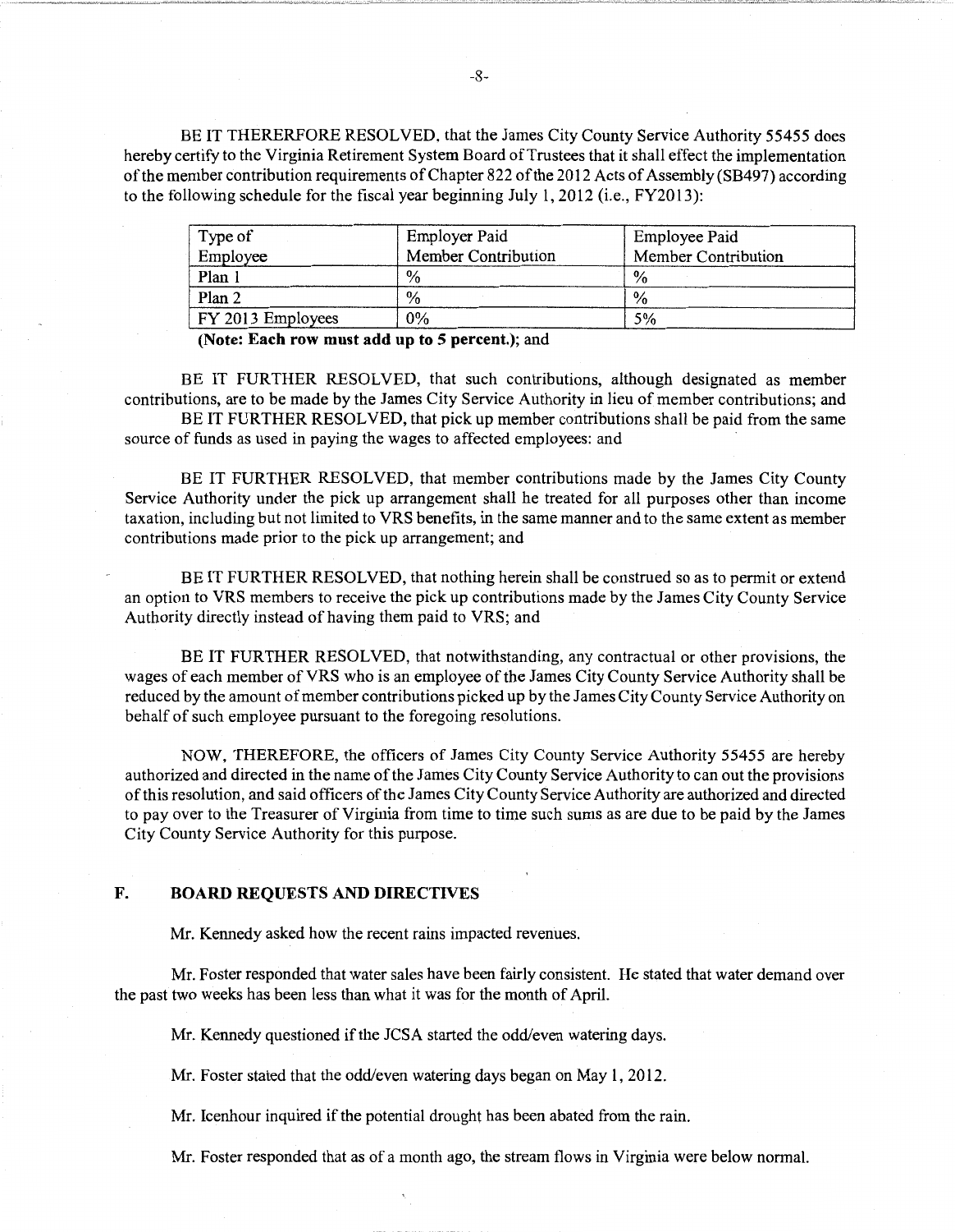BE IT THERERFORE RESOLVED, that the James City County Service Authority 55455 does hereby certify to the Virginia Retirement System Board of Trustees that it shall effect the implementation of the member contribution requirements of Chapter 822 of the 2012 Acts of Assembly (SB497) according to the following schedule for the fiscal year beginning July 1, 2012 (i.e., FY2013):

| Type of Employee | Employer Paid Member Contribution | Employee Paid Member Contribution |
|---|---|---|
| Plan 1 | % | % |
| Plan 2 | % | % |
| FY 2013 Employees | 0% | 5% |

**(Note: Each row must add up to 5 percent.)**; and

BE IT FURTHER RESOLVED, that such contributions, although designated as member contributions, are to be made by the James City Service Authority in lieu of member contributions; and

BE IT FURTHER RESOLVED, that pick up member contributions shall be paid from the same source of funds as used in paying the wages to affected employees: and

BE IT FURTHER RESOLVED, that member contributions made by the James City County Service Authority under the pick up arrangement shall he treated for all purposes other than income taxation, including but not limited to VRS benefits, in the same manner and to the same extent as member contributions made prior to the pick up arrangement; and

BE IT FURTHER RESOLVED, that nothing herein shall be construed so as to permit or extend an option to VRS members to receive the pick up contributions made by the James City County Service Authority directly instead of having them paid to VRS; and

BE IT FURTHER RESOLVED, that notwithstanding, any contractual or other provisions, the wages of each member of VRS who is an employee of the James City County Service Authority shall be reduced by the amount of member contributions picked up by the James City County Service Authority on behalf of such employee pursuant to the foregoing resolutions.

NOW, THEREFORE, the officers of James City County Service Authority 55455 are hereby authorized and directed in the name of the James City County Service Authority to can out the provisions of this resolution, and said officers of the James City County Service Authority are authorized and directed to pay over to the Treasurer of Virginia from time to time such sums as are due to be paid by the James City County Service Authority for this purpose.

## F. BOARD REQUESTS AND DIRECTIVES

Mr. Kennedy asked how the recent rains impacted revenues.

Mr. Foster responded that water sales have been fairly consistent. He stated that water demand over the past two weeks has been less than what it was for the month of April.

Mr. Kennedy questioned if the JCSA started the odd/even watering days.

Mr. Foster stated that the odd/even watering days began on May 1, 2012.

Mr. Icenhour inquired if the potential drought has been abated from the rain.

Mr. Foster responded that as of a month ago, the stream flows in Virginia were below normal.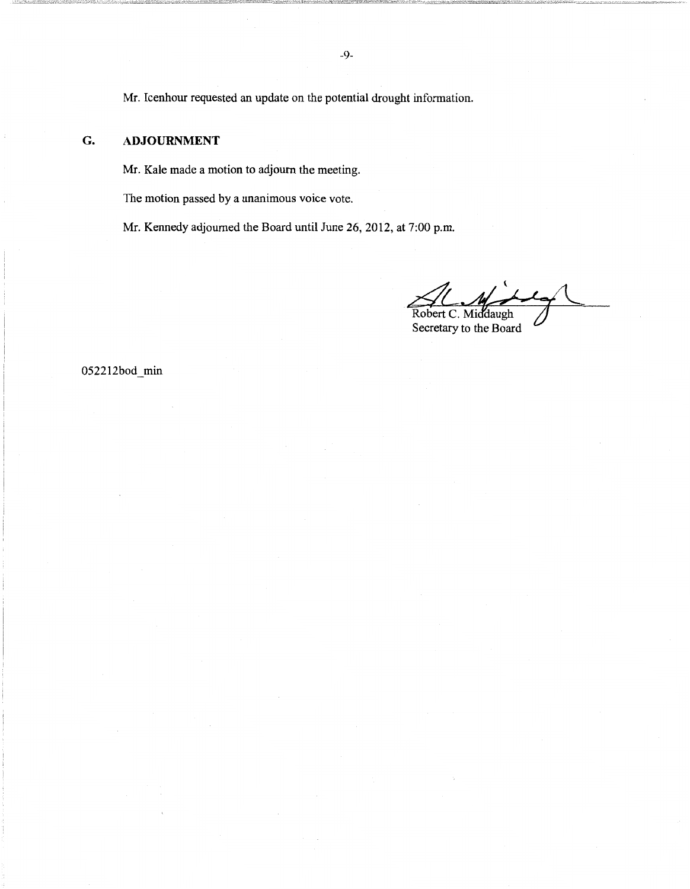Mr. Icenhour requested an update on the potential drought information.

## G. ADJOURNMENT

Mr. Kale made a motion to adjourn the meeting.

The motion passed by a unanimous voice vote.

Mr. Kennedy adjourned the Board until June 26, 2012, at 7:00 p.m.

Robert C. Middaugh
Secretary to the Board

052212bod_min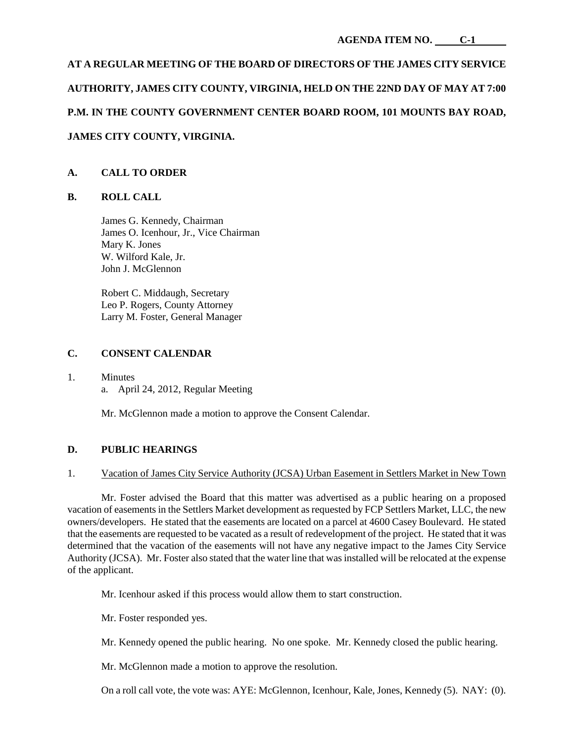**AGENDA ITEM NO. C-1**

**AT A REGULAR MEETING OF THE BOARD OF DIRECTORS OF THE JAMES CITY SERVICE AUTHORITY, JAMES CITY COUNTY, VIRGINIA, HELD ON THE 22ND DAY OF MAY AT 7:00 P.M. IN THE COUNTY GOVERNMENT CENTER BOARD ROOM, 101 MOUNTS BAY ROAD, JAMES CITY COUNTY, VIRGINIA.**

## A. CALL TO ORDER

## B. ROLL CALL

James G. Kennedy, Chairman
James O. Icenhour, Jr., Vice Chairman
Mary K. Jones
W. Wilford Kale, Jr.
John J. McGlennon

Robert C. Middaugh, Secretary
Leo P. Rogers, County Attorney
Larry M. Foster, General Manager

## C. CONSENT CALENDAR

1. Minutes
   a. April 24, 2012, Regular Meeting

Mr. McGlennon made a motion to approve the Consent Calendar.

## D. PUBLIC HEARINGS

1. Vacation of James City Service Authority (JCSA) Urban Easement in Settlers Market in New Town

Mr. Foster advised the Board that this matter was advertised as a public hearing on a proposed vacation of easements in the Settlers Market development as requested by FCP Settlers Market, LLC, the new owners/developers. He stated that the easements are located on a parcel at 4600 Casey Boulevard. He stated that the easements are requested to be vacated as a result of redevelopment of the project. He stated that it was determined that the vacation of the easements will not have any negative impact to the James City Service Authority (JCSA). Mr. Foster also stated that the water line that was installed will be relocated at the expense of the applicant.

Mr. Icenhour asked if this process would allow them to start construction.

Mr. Foster responded yes.

Mr. Kennedy opened the public hearing. No one spoke. Mr. Kennedy closed the public hearing.

Mr. McGlennon made a motion to approve the resolution.

On a roll call vote, the vote was: AYE: McGlennon, Icenhour, Kale, Jones, Kennedy (5). NAY: (0).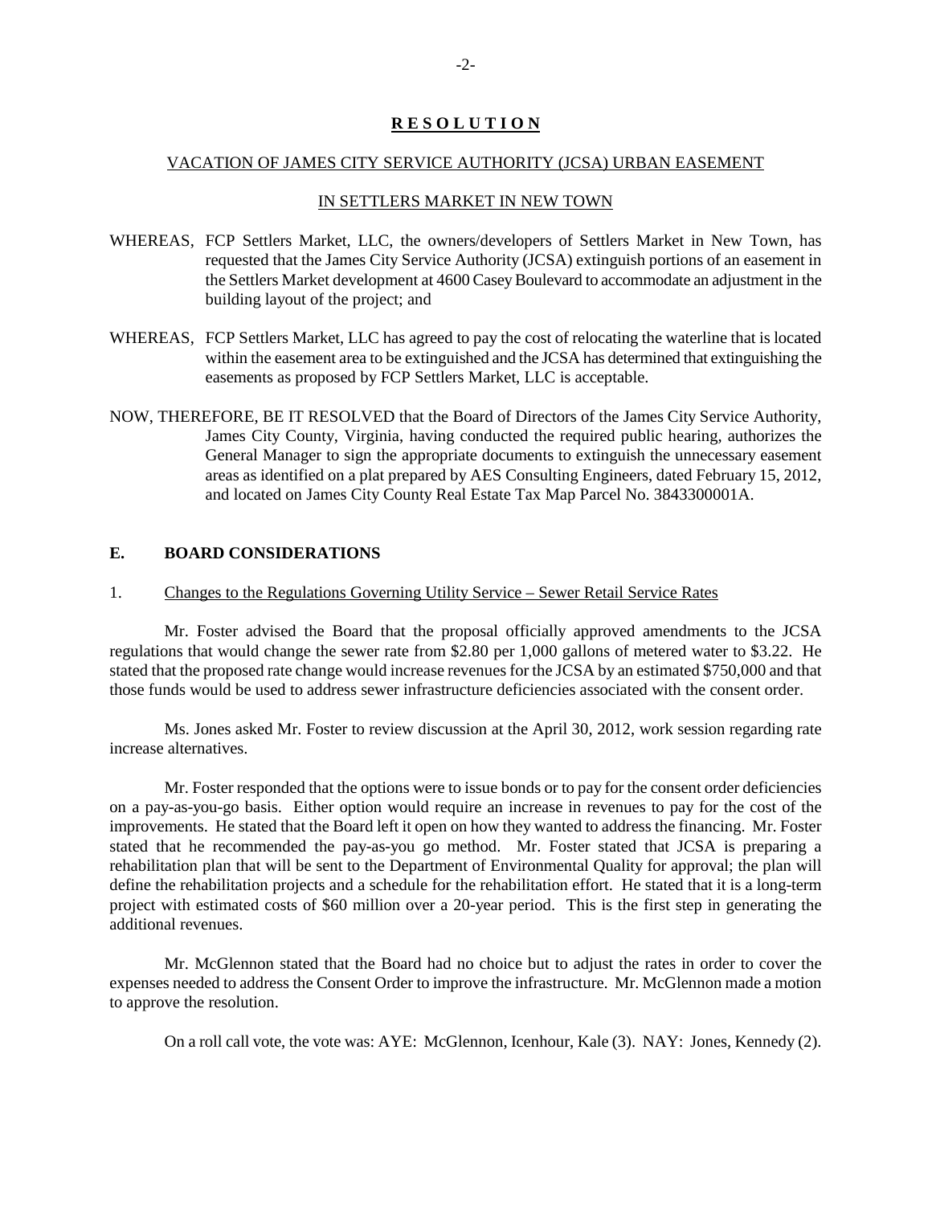**R E S O L U T I O N**

VACATION OF JAMES CITY SERVICE AUTHORITY (JCSA) URBAN EASEMENT

IN SETTLERS MARKET IN NEW TOWN

WHEREAS, FCP Settlers Market, LLC, the owners/developers of Settlers Market in New Town, has requested that the James City Service Authority (JCSA) extinguish portions of an easement in the Settlers Market development at 4600 Casey Boulevard to accommodate an adjustment in the building layout of the project; and

WHEREAS, FCP Settlers Market, LLC has agreed to pay the cost of relocating the waterline that is located within the easement area to be extinguished and the JCSA has determined that extinguishing the easements as proposed by FCP Settlers Market, LLC is acceptable.

NOW, THEREFORE, BE IT RESOLVED that the Board of Directors of the James City Service Authority, James City County, Virginia, having conducted the required public hearing, authorizes the General Manager to sign the appropriate documents to extinguish the unnecessary easement areas as identified on a plat prepared by AES Consulting Engineers, dated February 15, 2012, and located on James City County Real Estate Tax Map Parcel No. 3843300001A.

## E. BOARD CONSIDERATIONS

1. Changes to the Regulations Governing Utility Service – Sewer Retail Service Rates

Mr. Foster advised the Board that the proposal officially approved amendments to the JCSA regulations that would change the sewer rate from $2.80 per 1,000 gallons of metered water to $3.22. He stated that the proposed rate change would increase revenues for the JCSA by an estimated $750,000 and that those funds would be used to address sewer infrastructure deficiencies associated with the consent order.

Ms. Jones asked Mr. Foster to review discussion at the April 30, 2012, work session regarding rate increase alternatives.

Mr. Foster responded that the options were to issue bonds or to pay for the consent order deficiencies on a pay-as-you-go basis. Either option would require an increase in revenues to pay for the cost of the improvements. He stated that the Board left it open on how they wanted to address the financing. Mr. Foster stated that he recommended the pay-as-you go method. Mr. Foster stated that JCSA is preparing a rehabilitation plan that will be sent to the Department of Environmental Quality for approval; the plan will define the rehabilitation projects and a schedule for the rehabilitation effort. He stated that it is a long-term project with estimated costs of $60 million over a 20-year period. This is the first step in generating the additional revenues.

Mr. McGlennon stated that the Board had no choice but to adjust the rates in order to cover the expenses needed to address the Consent Order to improve the infrastructure. Mr. McGlennon made a motion to approve the resolution.

On a roll call vote, the vote was: AYE: McGlennon, Icenhour, Kale (3). NAY: Jones, Kennedy (2).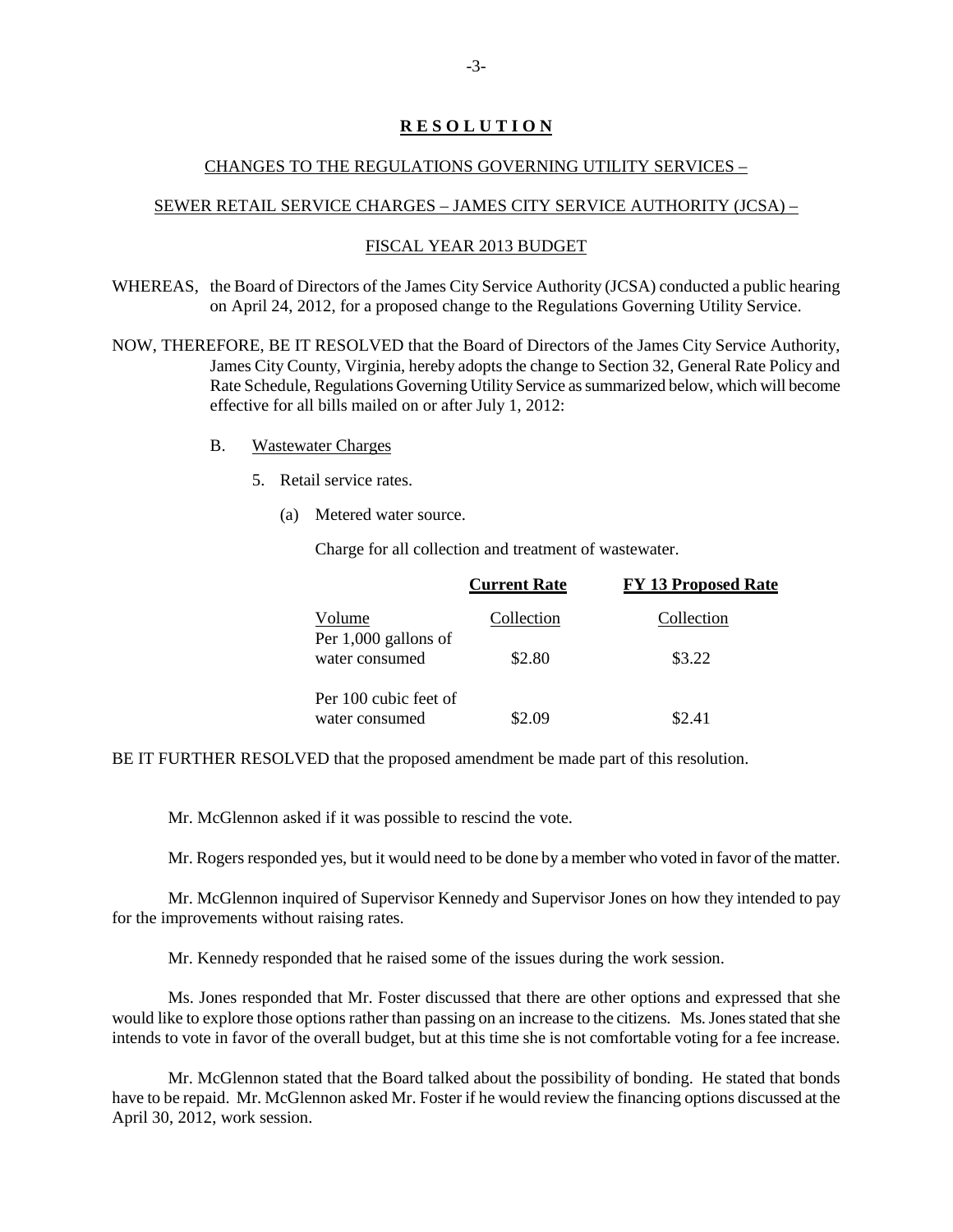**R E S O L U T I O N**

CHANGES TO THE REGULATIONS GOVERNING UTILITY SERVICES –

SEWER RETAIL SERVICE CHARGES – JAMES CITY SERVICE AUTHORITY (JCSA) –

FISCAL YEAR 2013 BUDGET

WHEREAS, the Board of Directors of the James City Service Authority (JCSA) conducted a public hearing on April 24, 2012, for a proposed change to the Regulations Governing Utility Service.

NOW, THEREFORE, BE IT RESOLVED that the Board of Directors of the James City Service Authority, James City County, Virginia, hereby adopts the change to Section 32, General Rate Policy and Rate Schedule, Regulations Governing Utility Service as summarized below, which will become effective for all bills mailed on or after July 1, 2012:

B. Wastewater Charges

5. Retail service rates.

(a) Metered water source.

Charge for all collection and treatment of wastewater.

| | **Current Rate** | **FY 13 Proposed Rate** |
|---|---|---|
| Volume | Collection | Collection |
| Per 1,000 gallons of water consumed | \$2.80 | \$3.22 |
| Per 100 cubic feet of water consumed | \$2.09 | \$2.41 |

BE IT FURTHER RESOLVED that the proposed amendment be made part of this resolution.

Mr. McGlennon asked if it was possible to rescind the vote.

Mr. Rogers responded yes, but it would need to be done by a member who voted in favor of the matter.

Mr. McGlennon inquired of Supervisor Kennedy and Supervisor Jones on how they intended to pay for the improvements without raising rates.

Mr. Kennedy responded that he raised some of the issues during the work session.

Ms. Jones responded that Mr. Foster discussed that there are other options and expressed that she would like to explore those options rather than passing on an increase to the citizens. Ms. Jones stated that she intends to vote in favor of the overall budget, but at this time she is not comfortable voting for a fee increase.

Mr. McGlennon stated that the Board talked about the possibility of bonding. He stated that bonds have to be repaid. Mr. McGlennon asked Mr. Foster if he would review the financing options discussed at the April 30, 2012, work session.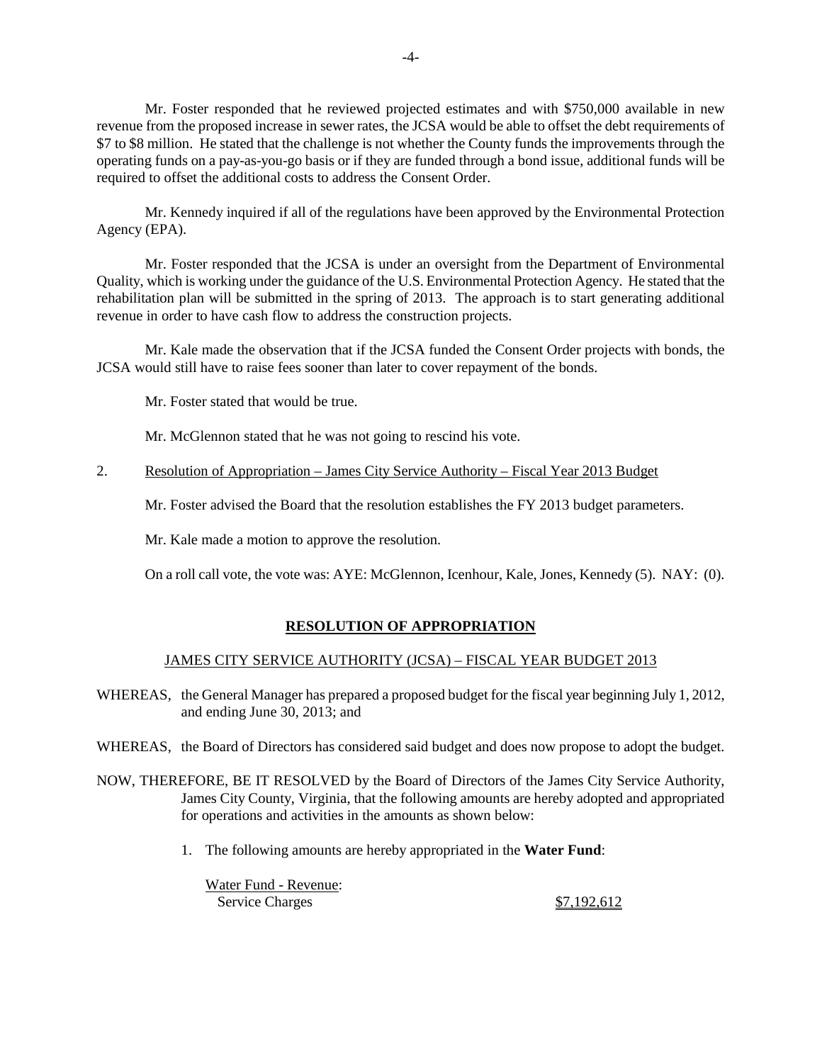Mr. Foster responded that he reviewed projected estimates and with $750,000 available in new revenue from the proposed increase in sewer rates, the JCSA would be able to offset the debt requirements of $7 to $8 million. He stated that the challenge is not whether the County funds the improvements through the operating funds on a pay-as-you-go basis or if they are funded through a bond issue, additional funds will be required to offset the additional costs to address the Consent Order.

Mr. Kennedy inquired if all of the regulations have been approved by the Environmental Protection Agency (EPA).

Mr. Foster responded that the JCSA is under an oversight from the Department of Environmental Quality, which is working under the guidance of the U.S. Environmental Protection Agency. He stated that the rehabilitation plan will be submitted in the spring of 2013. The approach is to start generating additional revenue in order to have cash flow to address the construction projects.

Mr. Kale made the observation that if the JCSA funded the Consent Order projects with bonds, the JCSA would still have to raise fees sooner than later to cover repayment of the bonds.

Mr. Foster stated that would be true.

Mr. McGlennon stated that he was not going to rescind his vote.

2. Resolution of Appropriation – James City Service Authority – Fiscal Year 2013 Budget

Mr. Foster advised the Board that the resolution establishes the FY 2013 budget parameters.

Mr. Kale made a motion to approve the resolution.

On a roll call vote, the vote was: AYE: McGlennon, Icenhour, Kale, Jones, Kennedy (5). NAY: (0).

**RESOLUTION OF APPROPRIATION**

JAMES CITY SERVICE AUTHORITY (JCSA) – FISCAL YEAR BUDGET 2013

WHEREAS, the General Manager has prepared a proposed budget for the fiscal year beginning July 1, 2012, and ending June 30, 2013; and

WHEREAS, the Board of Directors has considered said budget and does now propose to adopt the budget.

NOW, THEREFORE, BE IT RESOLVED by the Board of Directors of the James City Service Authority, James City County, Virginia, that the following amounts are hereby adopted and appropriated for operations and activities in the amounts as shown below:

1. The following amounts are hereby appropriated in the **Water Fund**:

| Water Fund - Revenue: | |
|---|---|
| Service Charges | $7,192,612 |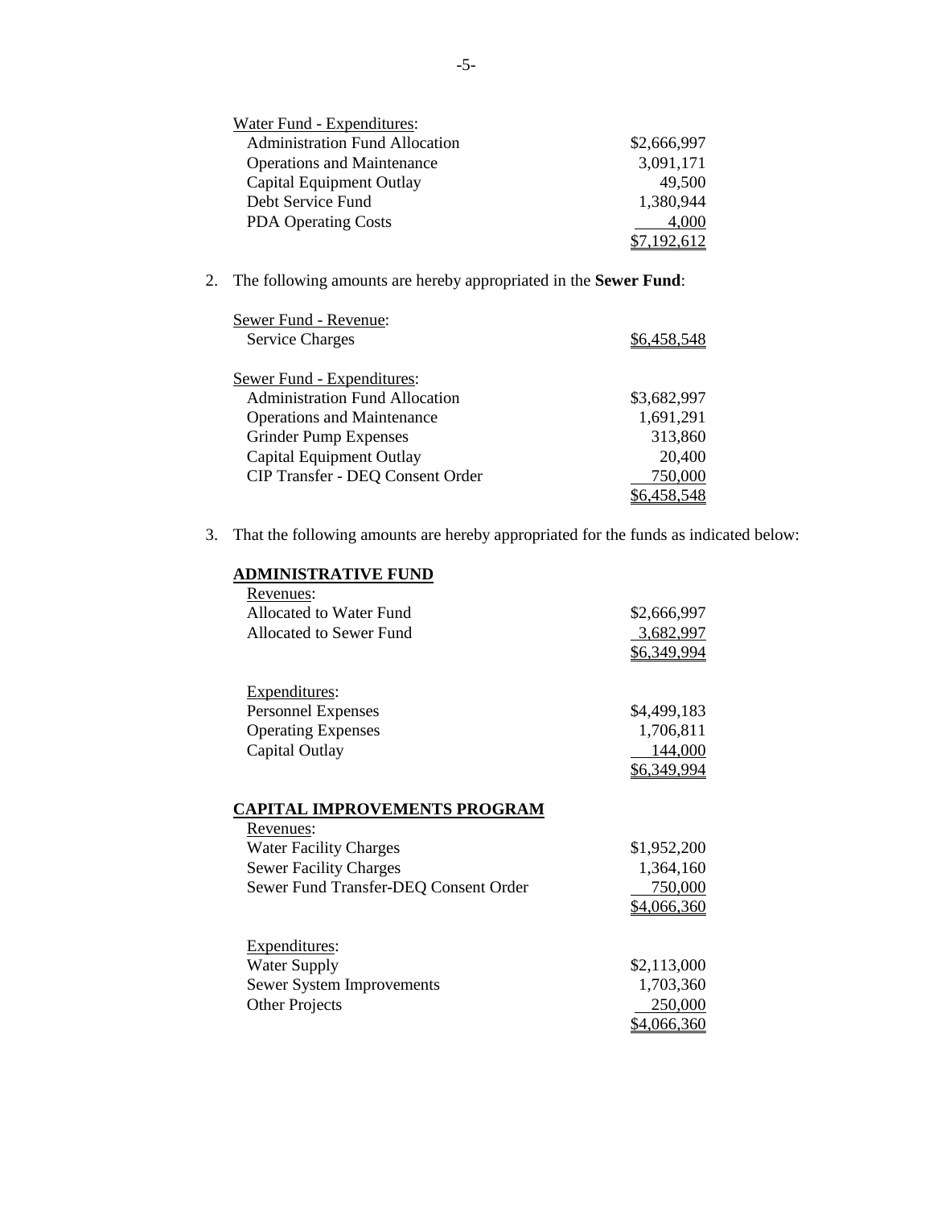| Water Fund - Expenditures: | |
|---|---|
| Administration Fund Allocation | $2,666,997 |
| Operations and Maintenance | 3,091,171 |
| Capital Equipment Outlay | 49,500 |
| Debt Service Fund | 1,380,944 |
| PDA Operating Costs | 4,000 |
| | $7,192,612 |

2. The following amounts are hereby appropriated in the **Sewer Fund**:

| Sewer Fund - Revenue: | |
|---|---|
| Service Charges | $6,458,548 |

| Sewer Fund - Expenditures: | |
|---|---|
| Administration Fund Allocation | $3,682,997 |
| Operations and Maintenance | 1,691,291 |
| Grinder Pump Expenses | 313,860 |
| Capital Equipment Outlay | 20,400 |
| CIP Transfer - DEQ Consent Order | 750,000 |
| | $6,458,548 |

3. That the following amounts are hereby appropriated for the funds as indicated below:

**ADMINISTRATIVE FUND**

| Revenues: | |
|---|---|
| Allocated to Water Fund | $2,666,997 |
| Allocated to Sewer Fund | 3,682,997 |
| | $6,349,994 |

| Expenditures: | |
|---|---|
| Personnel Expenses | $4,499,183 |
| Operating Expenses | 1,706,811 |
| Capital Outlay | 144,000 |
| | $6,349,994 |

**CAPITAL IMPROVEMENTS PROGRAM**

| Revenues: | |
|---|---|
| Water Facility Charges | $1,952,200 |
| Sewer Facility Charges | 1,364,160 |
| Sewer Fund Transfer-DEQ Consent Order | 750,000 |
| | $4,066,360 |

| Expenditures: | |
|---|---|
| Water Supply | $2,113,000 |
| Sewer System Improvements | 1,703,360 |
| Other Projects | 250,000 |
| | $4,066,360 |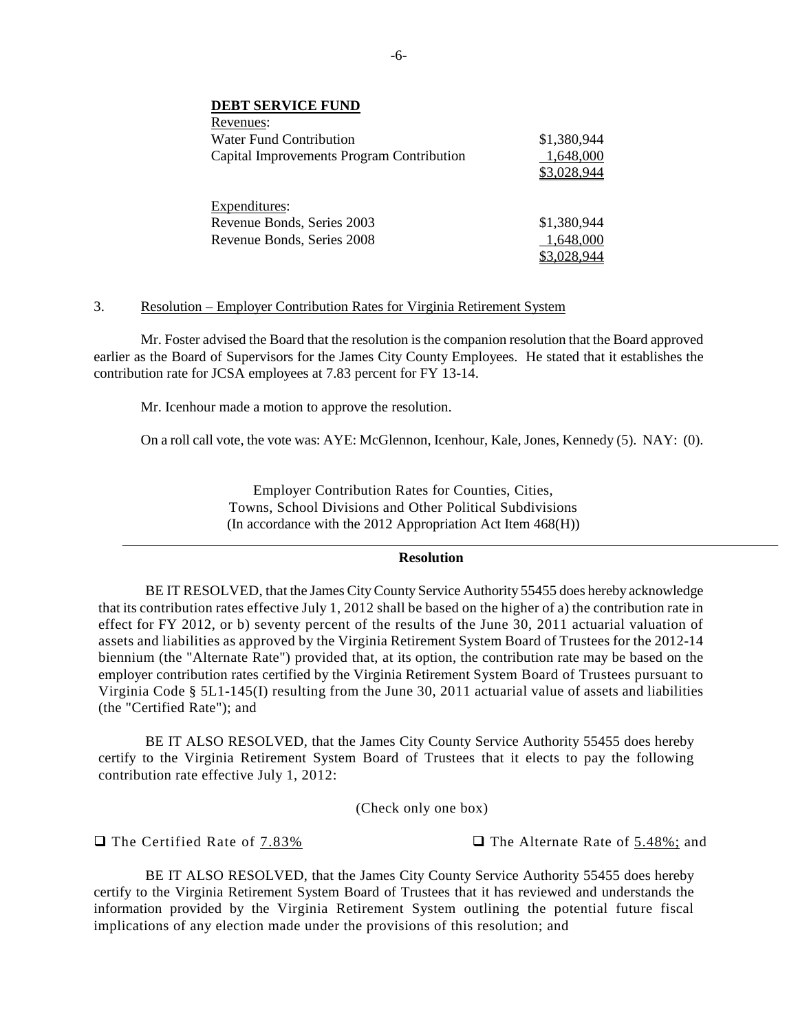**DEBT SERVICE FUND**

| Revenues: | |
|---|---|
| Water Fund Contribution | $1,380,944 |
| Capital Improvements Program Contribution | 1,648,000 |
| | $3,028,944 |

| Expenditures: | |
|---|---|
| Revenue Bonds, Series 2003 | $1,380,944 |
| Revenue Bonds, Series 2008 | 1,648,000 |
| | $3,028,944 |

3. Resolution – Employer Contribution Rates for Virginia Retirement System

Mr. Foster advised the Board that the resolution is the companion resolution that the Board approved earlier as the Board of Supervisors for the James City County Employees. He stated that it establishes the contribution rate for JCSA employees at 7.83 percent for FY 13-14.

Mr. Icenhour made a motion to approve the resolution.

On a roll call vote, the vote was: AYE: McGlennon, Icenhour, Kale, Jones, Kennedy (5). NAY: (0).

Employer Contribution Rates for Counties, Cities,
Towns, School Divisions and Other Political Subdivisions
(In accordance with the 2012 Appropriation Act Item 468(H))

---

**Resolution**

BE IT RESOLVED, that the James City County Service Authority 55455 does hereby acknowledge that its contribution rates effective July 1, 2012 shall be based on the higher of a) the contribution rate in effect for FY 2012, or b) seventy percent of the results of the June 30, 2011 actuarial valuation of assets and liabilities as approved by the Virginia Retirement System Board of Trustees for the 2012-14 biennium (the "Alternate Rate") provided that, at its option, the contribution rate may be based on the employer contribution rates certified by the Virginia Retirement System Board of Trustees pursuant to Virginia Code § 5L1-145(I) resulting from the June 30, 2011 actuarial value of assets and liabilities (the "Certified Rate"); and

BE IT ALSO RESOLVED, that the James City County Service Authority 55455 does hereby certify to the Virginia Retirement System Board of Trustees that it elects to pay the following contribution rate effective July 1, 2012:

(Check only one box)

☐ The Certified Rate of 7.83% ☐ The Alternate Rate of 5.48%; and

BE IT ALSO RESOLVED, that the James City County Service Authority 55455 does hereby certify to the Virginia Retirement System Board of Trustees that it has reviewed and understands the information provided by the Virginia Retirement System outlining the potential future fiscal implications of any election made under the provisions of this resolution; and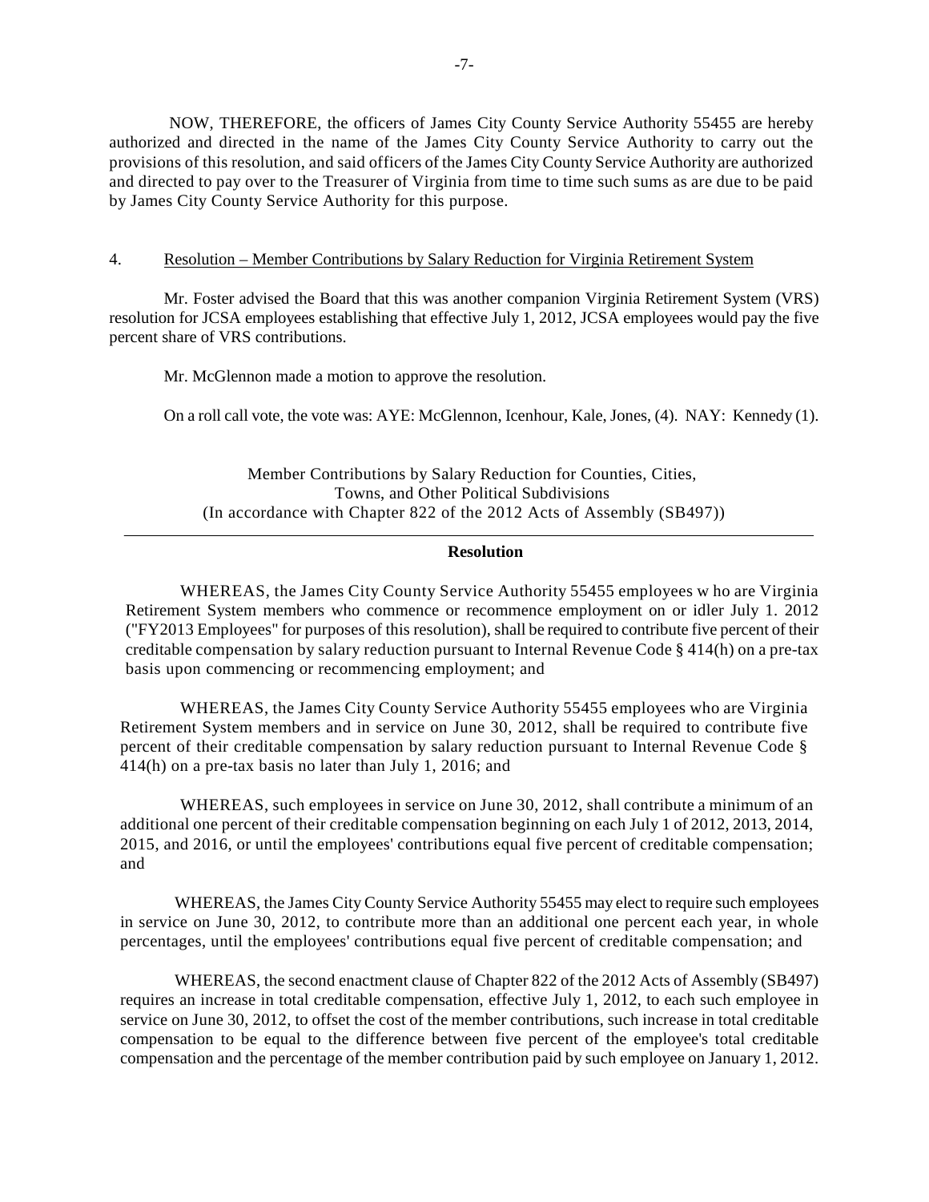NOW, THEREFORE, the officers of James City County Service Authority 55455 are hereby authorized and directed in the name of the James City County Service Authority to carry out the provisions of this resolution, and said officers of the James City County Service Authority are authorized and directed to pay over to the Treasurer of Virginia from time to time such sums as are due to be paid by James City County Service Authority for this purpose.

4. Resolution – Member Contributions by Salary Reduction for Virginia Retirement System

Mr. Foster advised the Board that this was another companion Virginia Retirement System (VRS) resolution for JCSA employees establishing that effective July 1, 2012, JCSA employees would pay the five percent share of VRS contributions.

Mr. McGlennon made a motion to approve the resolution.

On a roll call vote, the vote was: AYE: McGlennon, Icenhour, Kale, Jones, (4). NAY: Kennedy (1).

Member Contributions by Salary Reduction for Counties, Cities, Towns, and Other Political Subdivisions
(In accordance with Chapter 822 of the 2012 Acts of Assembly (SB497))

**Resolution**

WHEREAS, the James City County Service Authority 55455 employees w ho are Virginia Retirement System members who commence or recommence employment on or idler July 1. 2012 ("FY2013 Employees" for purposes of this resolution), shall be required to contribute five percent of their creditable compensation by salary reduction pursuant to Internal Revenue Code § 414(h) on a pre-tax basis upon commencing or recommencing employment; and

WHEREAS, the James City County Service Authority 55455 employees who are Virginia Retirement System members and in service on June 30, 2012, shall be required to contribute five percent of their creditable compensation by salary reduction pursuant to Internal Revenue Code § 414(h) on a pre-tax basis no later than July 1, 2016; and

WHEREAS, such employees in service on June 30, 2012, shall contribute a minimum of an additional one percent of their creditable compensation beginning on each July 1 of 2012, 2013, 2014, 2015, and 2016, or until the employees' contributions equal five percent of creditable compensation; and

WHEREAS, the James City County Service Authority 55455 may elect to require such employees in service on June 30, 2012, to contribute more than an additional one percent each year, in whole percentages, until the employees' contributions equal five percent of creditable compensation; and

WHEREAS, the second enactment clause of Chapter 822 of the 2012 Acts of Assembly (SB497) requires an increase in total creditable compensation, effective July 1, 2012, to each such employee in service on June 30, 2012, to offset the cost of the member contributions, such increase in total creditable compensation to be equal to the difference between five percent of the employee's total creditable compensation and the percentage of the member contribution paid by such employee on January 1, 2012.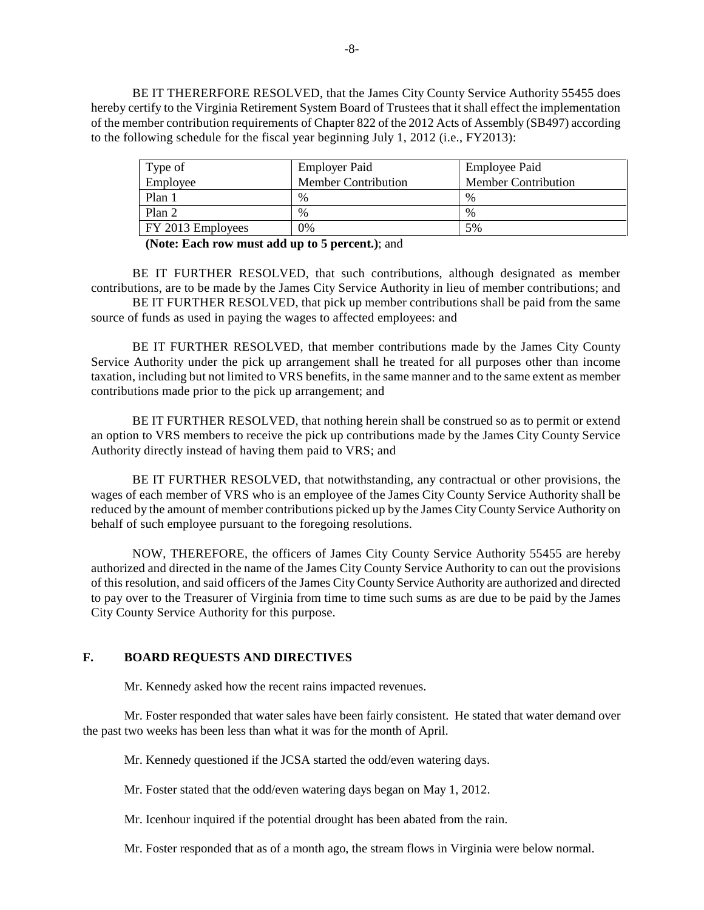BE IT THERERFORE RESOLVED, that the James City County Service Authority 55455 does hereby certify to the Virginia Retirement System Board of Trustees that it shall effect the implementation of the member contribution requirements of Chapter 822 of the 2012 Acts of Assembly (SB497) according to the following schedule for the fiscal year beginning July 1, 2012 (i.e., FY2013):

| Type of Employee | Employer Paid Member Contribution | Employee Paid Member Contribution |
|---|---|---|
| Plan 1 | % | % |
| Plan 2 | % | % |
| FY 2013 Employees | 0% | 5% |

**(Note: Each row must add up to 5 percent.)**; and

BE IT FURTHER RESOLVED, that such contributions, although designated as member contributions, are to be made by the James City Service Authority in lieu of member contributions; and

BE IT FURTHER RESOLVED, that pick up member contributions shall be paid from the same source of funds as used in paying the wages to affected employees: and

BE IT FURTHER RESOLVED, that member contributions made by the James City County Service Authority under the pick up arrangement shall he treated for all purposes other than income taxation, including but not limited to VRS benefits, in the same manner and to the same extent as member contributions made prior to the pick up arrangement; and

BE IT FURTHER RESOLVED, that nothing herein shall be construed so as to permit or extend an option to VRS members to receive the pick up contributions made by the James City County Service Authority directly instead of having them paid to VRS; and

BE IT FURTHER RESOLVED, that notwithstanding, any contractual or other provisions, the wages of each member of VRS who is an employee of the James City County Service Authority shall be reduced by the amount of member contributions picked up by the James City County Service Authority on behalf of such employee pursuant to the foregoing resolutions.

NOW, THEREFORE, the officers of James City County Service Authority 55455 are hereby authorized and directed in the name of the James City County Service Authority to can out the provisions of this resolution, and said officers of the James City County Service Authority are authorized and directed to pay over to the Treasurer of Virginia from time to time such sums as are due to be paid by the James City County Service Authority for this purpose.

## F. BOARD REQUESTS AND DIRECTIVES

Mr. Kennedy asked how the recent rains impacted revenues.

Mr. Foster responded that water sales have been fairly consistent. He stated that water demand over the past two weeks has been less than what it was for the month of April.

Mr. Kennedy questioned if the JCSA started the odd/even watering days.

Mr. Foster stated that the odd/even watering days began on May 1, 2012.

Mr. Icenhour inquired if the potential drought has been abated from the rain.

Mr. Foster responded that as of a month ago, the stream flows in Virginia were below normal.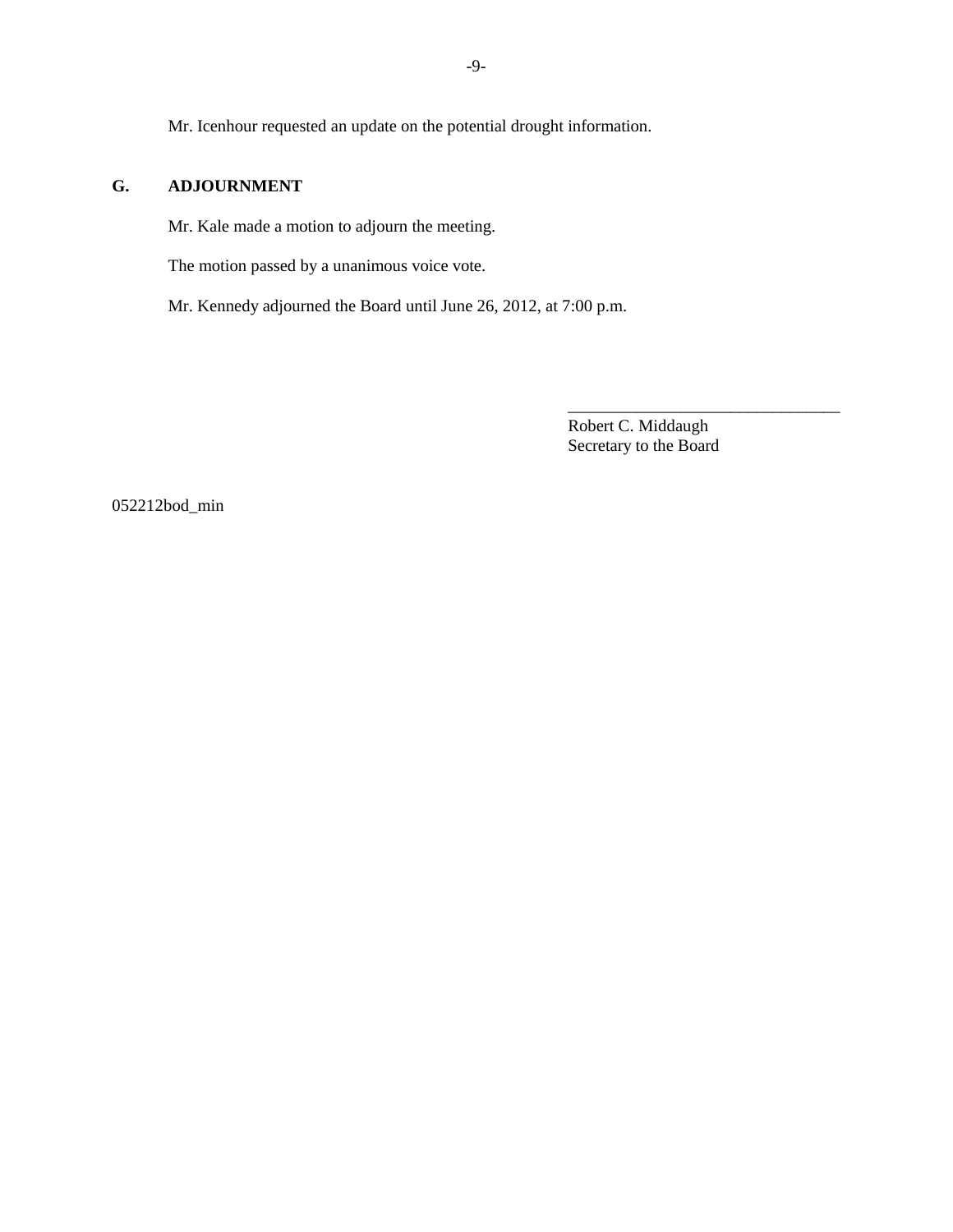Mr. Icenhour requested an update on the potential drought information.

## G. ADJOURNMENT

Mr. Kale made a motion to adjourn the meeting.

The motion passed by a unanimous voice vote.

Mr. Kennedy adjourned the Board until June 26, 2012, at 7:00 p.m.

________________________________
Robert C. Middaugh
Secretary to the Board

052212bod_min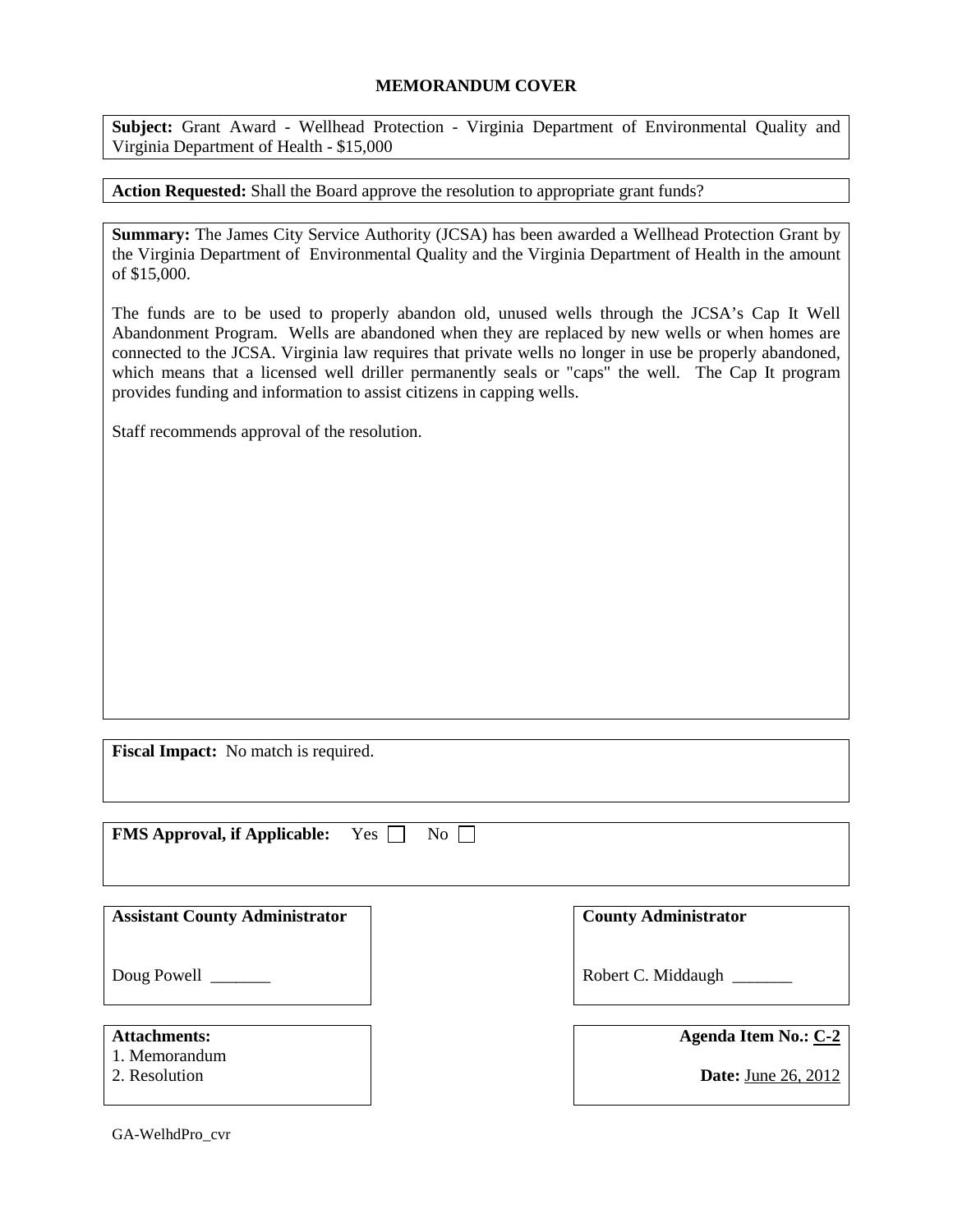## MEMORANDUM COVER

**Subject:** Grant Award - Wellhead Protection - Virginia Department of Environmental Quality and Virginia Department of Health - $15,000

**Action Requested:** Shall the Board approve the resolution to appropriate grant funds?

**Summary:** The James City Service Authority (JCSA) has been awarded a Wellhead Protection Grant by the Virginia Department of Environmental Quality and the Virginia Department of Health in the amount of $15,000.

The funds are to be used to properly abandon old, unused wells through the JCSA's Cap It Well Abandonment Program. Wells are abandoned when they are replaced by new wells or when homes are connected to the JCSA. Virginia law requires that private wells no longer in use be properly abandoned, which means that a licensed well driller permanently seals or "caps" the well. The Cap It program provides funding and information to assist citizens in capping wells.

Staff recommends approval of the resolution.

**Fiscal Impact:** No match is required.

**FMS Approval, if Applicable:** Yes ☐ No ☐

**Assistant County Administrator**

Doug Powell _______

**County Administrator**

Robert C. Middaugh _______

**Attachments:**
1. Memorandum
2. Resolution

**Agenda Item No.:** C-2

**Date:** June 26, 2012

GA-WelhdPro_cvr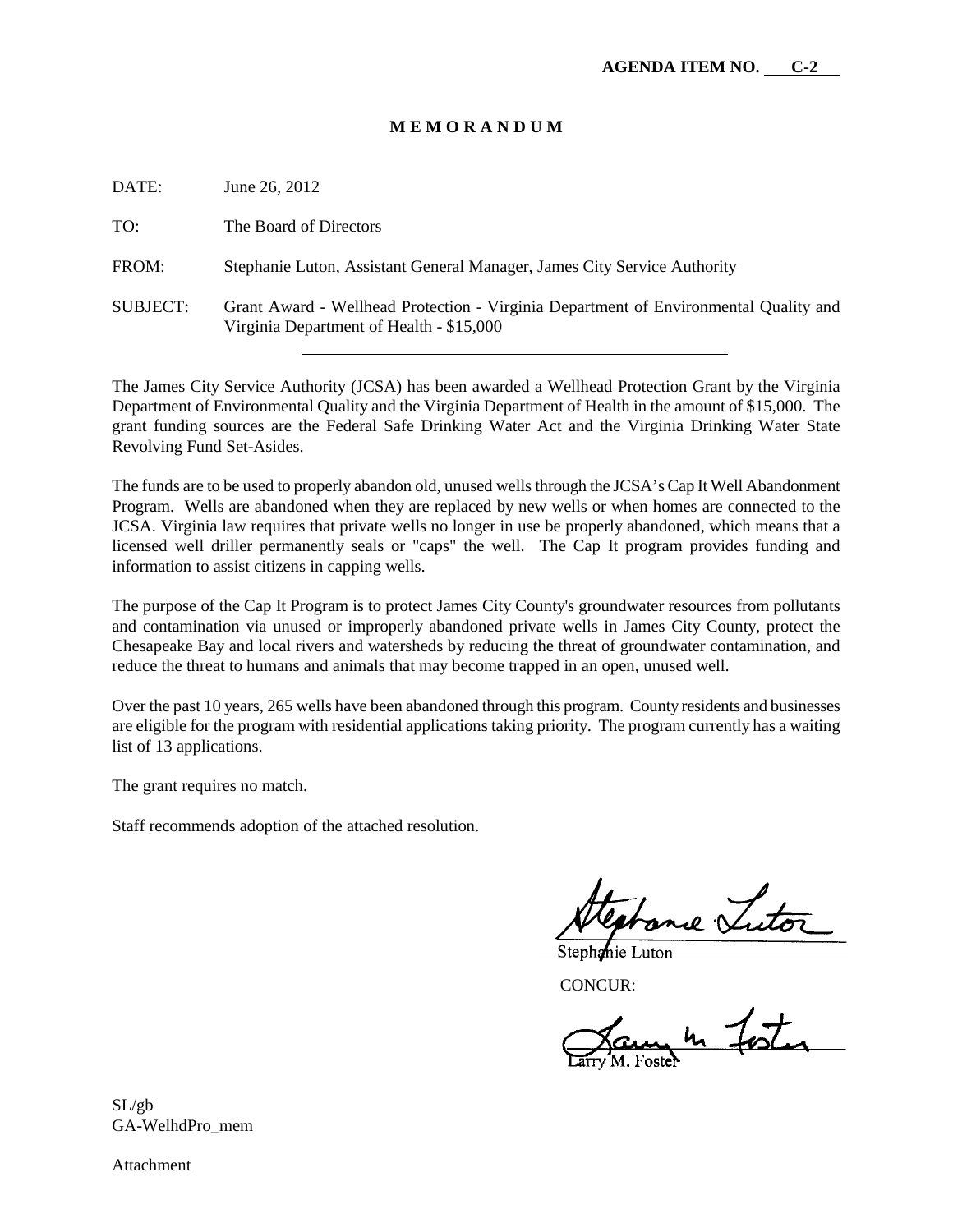**AGENDA ITEM NO. C-2**

# M E M O R A N D U M

DATE: June 26, 2012

TO: The Board of Directors

FROM: Stephanie Luton, Assistant General Manager, James City Service Authority

SUBJECT: Grant Award - Wellhead Protection - Virginia Department of Environmental Quality and Virginia Department of Health - $15,000

---

The James City Service Authority (JCSA) has been awarded a Wellhead Protection Grant by the Virginia Department of Environmental Quality and the Virginia Department of Health in the amount of $15,000. The grant funding sources are the Federal Safe Drinking Water Act and the Virginia Drinking Water State Revolving Fund Set-Asides.

The funds are to be used to properly abandon old, unused wells through the JCSA's Cap It Well Abandonment Program. Wells are abandoned when they are replaced by new wells or when homes are connected to the JCSA. Virginia law requires that private wells no longer in use be properly abandoned, which means that a licensed well driller permanently seals or "caps" the well. The Cap It program provides funding and information to assist citizens in capping wells.

The purpose of the Cap It Program is to protect James City County's groundwater resources from pollutants and contamination via unused or improperly abandoned private wells in James City County, protect the Chesapeake Bay and local rivers and watersheds by reducing the threat of groundwater contamination, and reduce the threat to humans and animals that may become trapped in an open, unused well.

Over the past 10 years, 265 wells have been abandoned through this program. County residents and businesses are eligible for the program with residential applications taking priority. The program currently has a waiting list of 13 applications.

The grant requires no match.

Staff recommends adoption of the attached resolution.

Stephanie Luton

CONCUR:

Larry M. Foster

SL/gb
GA-WelhdPro_mem

Attachment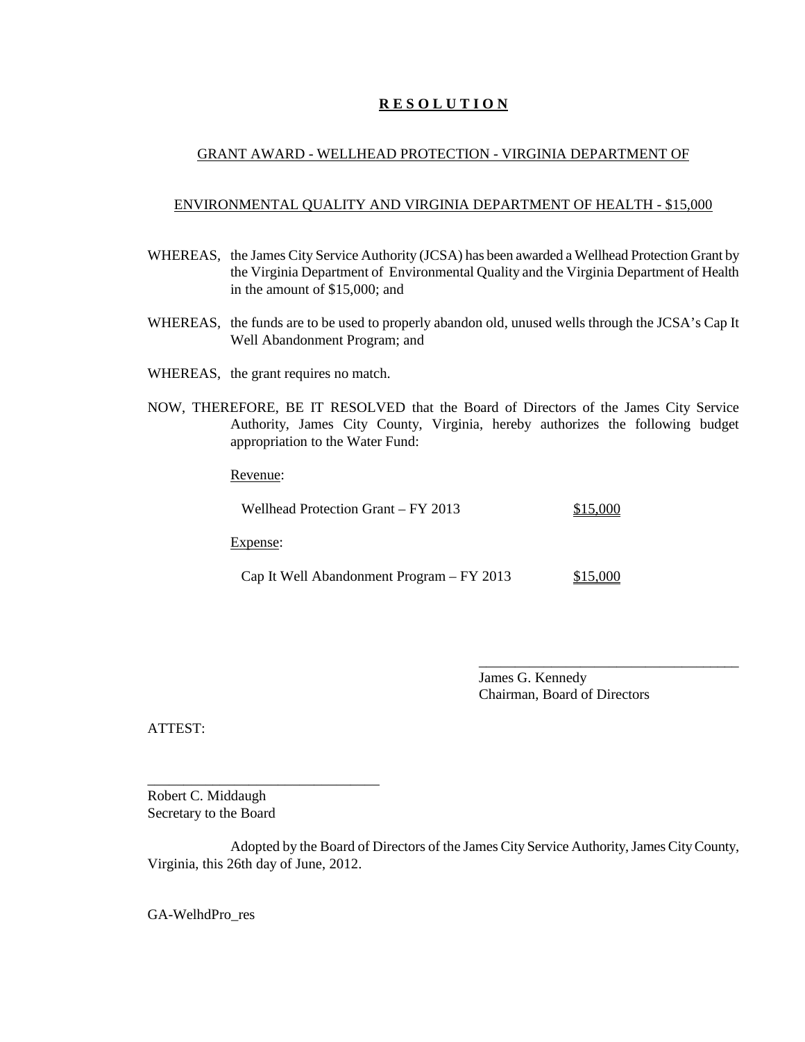# R E S O L U T I O N

## GRANT AWARD - WELLHEAD PROTECTION - VIRGINIA DEPARTMENT OF ENVIRONMENTAL QUALITY AND VIRGINIA DEPARTMENT OF HEALTH - $15,000

WHEREAS, the James City Service Authority (JCSA) has been awarded a Wellhead Protection Grant by the Virginia Department of Environmental Quality and the Virginia Department of Health in the amount of $15,000; and

WHEREAS, the funds are to be used to properly abandon old, unused wells through the JCSA's Cap It Well Abandonment Program; and

WHEREAS, the grant requires no match.

NOW, THEREFORE, BE IT RESOLVED that the Board of Directors of the James City Service Authority, James City County, Virginia, hereby authorizes the following budget appropriation to the Water Fund:

Revenue:

| | |
|---|---|
| Wellhead Protection Grant – FY 2013 | $15,000 |

Expense:

| | |
|---|---|
| Cap It Well Abandonment Program – FY 2013 | $15,000 |

____________________________________
James G. Kennedy
Chairman, Board of Directors

ATTEST:

________________________________
Robert C. Middaugh
Secretary to the Board

Adopted by the Board of Directors of the James City Service Authority, James City County, Virginia, this 26th day of June, 2012.

GA-WelhdPro_res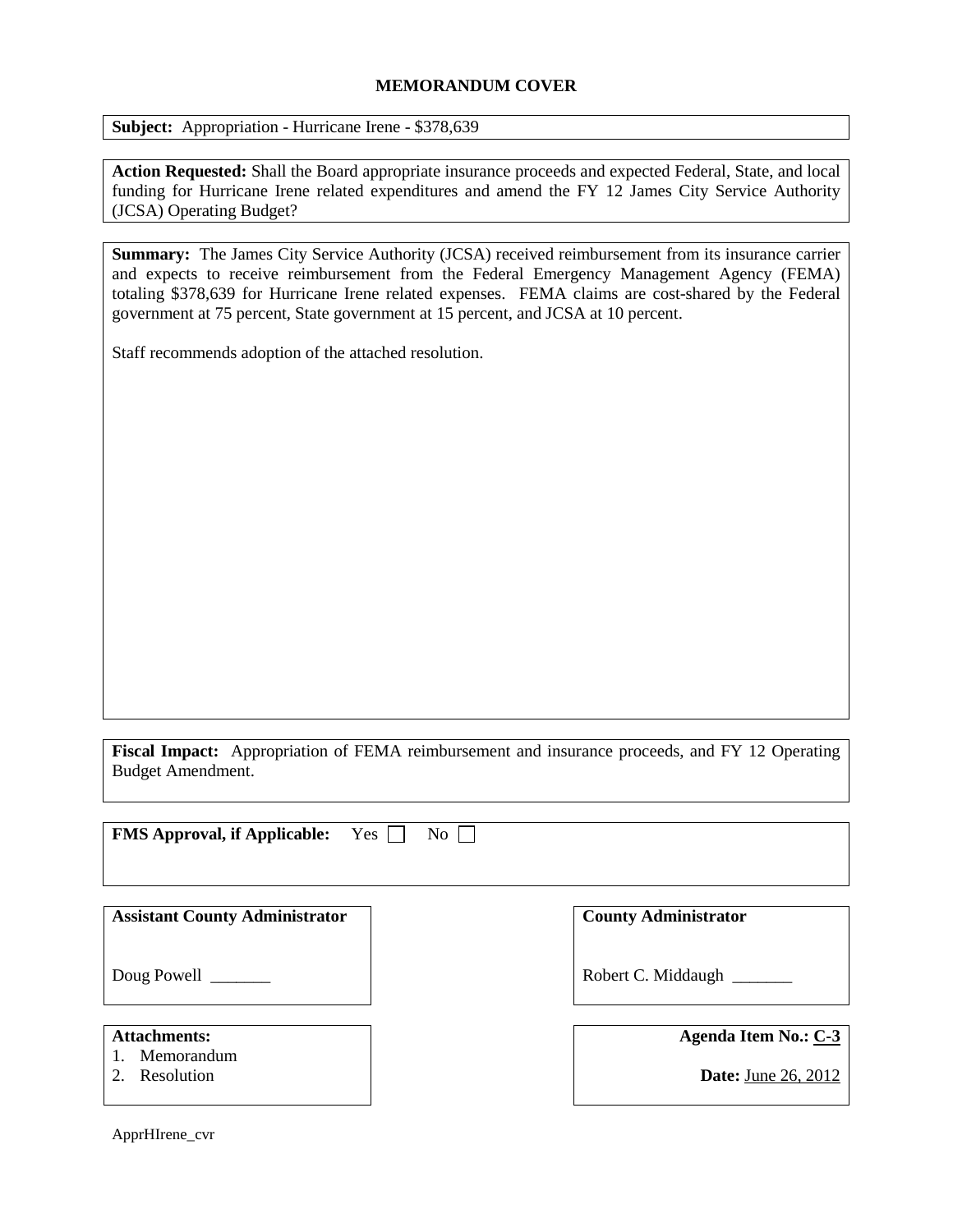# MEMORANDUM COVER

**Subject:** Appropriation - Hurricane Irene - $378,639

**Action Requested:** Shall the Board appropriate insurance proceeds and expected Federal, State, and local funding for Hurricane Irene related expenditures and amend the FY 12 James City Service Authority (JCSA) Operating Budget?

**Summary:** The James City Service Authority (JCSA) received reimbursement from its insurance carrier and expects to receive reimbursement from the Federal Emergency Management Agency (FEMA) totaling $378,639 for Hurricane Irene related expenses. FEMA claims are cost-shared by the Federal government at 75 percent, State government at 15 percent, and JCSA at 10 percent.

Staff recommends adoption of the attached resolution.

**Fiscal Impact:** Appropriation of FEMA reimbursement and insurance proceeds, and FY 12 Operating Budget Amendment.

**FMS Approval, if Applicable:** Yes ☐ No ☐

**Assistant County Administrator**

Doug Powell _______

**County Administrator**

Robert C. Middaugh _______

**Attachments:**
1. Memorandum
2. Resolution

**Agenda Item No.:** C-3

**Date:** June 26, 2012

ApprHIrene_cvr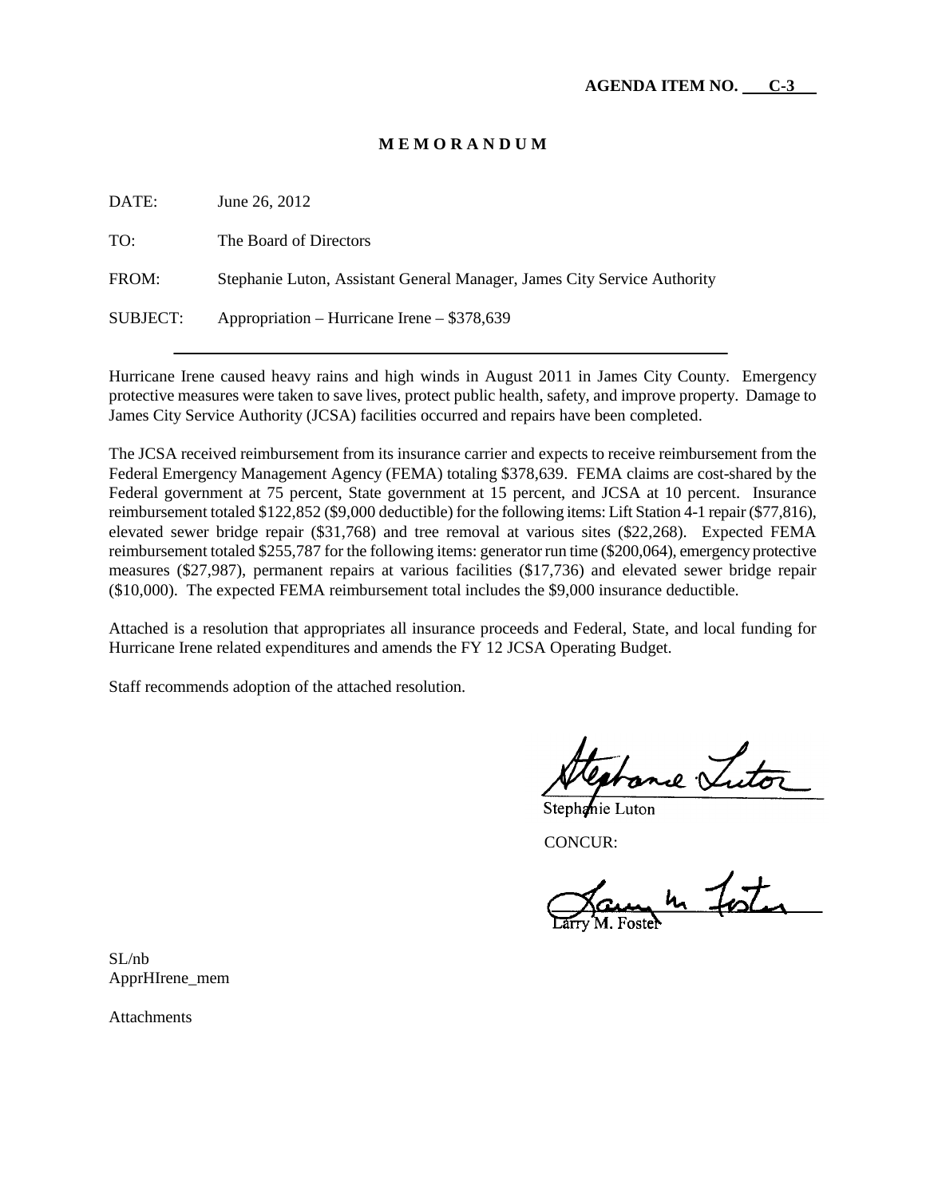**AGENDA ITEM NO. C-3**

# M E M O R A N D U M

DATE: June 26, 2012

TO: The Board of Directors

FROM: Stephanie Luton, Assistant General Manager, James City Service Authority

SUBJECT: Appropriation – Hurricane Irene – $378,639

---

Hurricane Irene caused heavy rains and high winds in August 2011 in James City County. Emergency protective measures were taken to save lives, protect public health, safety, and improve property. Damage to James City Service Authority (JCSA) facilities occurred and repairs have been completed.

The JCSA received reimbursement from its insurance carrier and expects to receive reimbursement from the Federal Emergency Management Agency (FEMA) totaling $378,639. FEMA claims are cost-shared by the Federal government at 75 percent, State government at 15 percent, and JCSA at 10 percent. Insurance reimbursement totaled $122,852 ($9,000 deductible) for the following items: Lift Station 4-1 repair ($77,816), elevated sewer bridge repair ($31,768) and tree removal at various sites ($22,268). Expected FEMA reimbursement totaled $255,787 for the following items: generator run time ($200,064), emergency protective measures ($27,987), permanent repairs at various facilities ($17,736) and elevated sewer bridge repair ($10,000). The expected FEMA reimbursement total includes the $9,000 insurance deductible.

Attached is a resolution that appropriates all insurance proceeds and Federal, State, and local funding for Hurricane Irene related expenditures and amends the FY 12 JCSA Operating Budget.

Staff recommends adoption of the attached resolution.

Stephanie Luton

CONCUR:

Larry M. Foster

SL/nb
ApprHIrene_mem

Attachments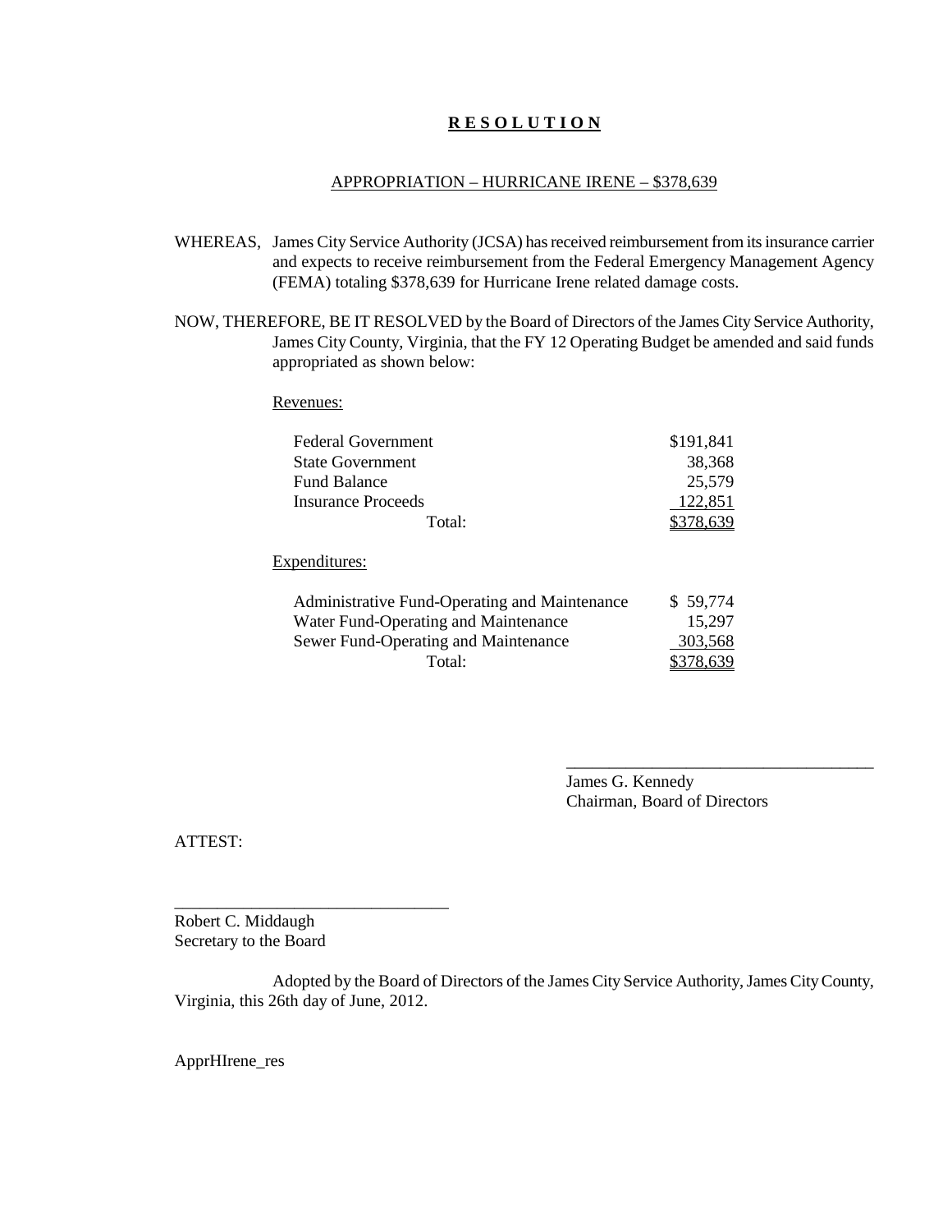# R E S O L U T I O N

## APPROPRIATION – HURRICANE IRENE – $378,639

WHEREAS, James City Service Authority (JCSA) has received reimbursement from its insurance carrier and expects to receive reimbursement from the Federal Emergency Management Agency (FEMA) totaling $378,639 for Hurricane Irene related damage costs.

NOW, THEREFORE, BE IT RESOLVED by the Board of Directors of the James City Service Authority, James City County, Virginia, that the FY 12 Operating Budget be amended and said funds appropriated as shown below:

Revenues:

| | |
|---|---|
| Federal Government | $191,841 |
| State Government | 38,368 |
| Fund Balance | 25,579 |
| Insurance Proceeds | 122,851 |
| Total: | $378,639 |

Expenditures:

| | |
|---|---|
| Administrative Fund-Operating and Maintenance | $ 59,774 |
| Water Fund-Operating and Maintenance | 15,297 |
| Sewer Fund-Operating and Maintenance | 303,568 |
| Total: | $378,639 |

James G. Kennedy
Chairman, Board of Directors

ATTEST:

Robert C. Middaugh
Secretary to the Board

Adopted by the Board of Directors of the James City Service Authority, James City County, Virginia, this 26th day of June, 2012.

ApprHIrene_res